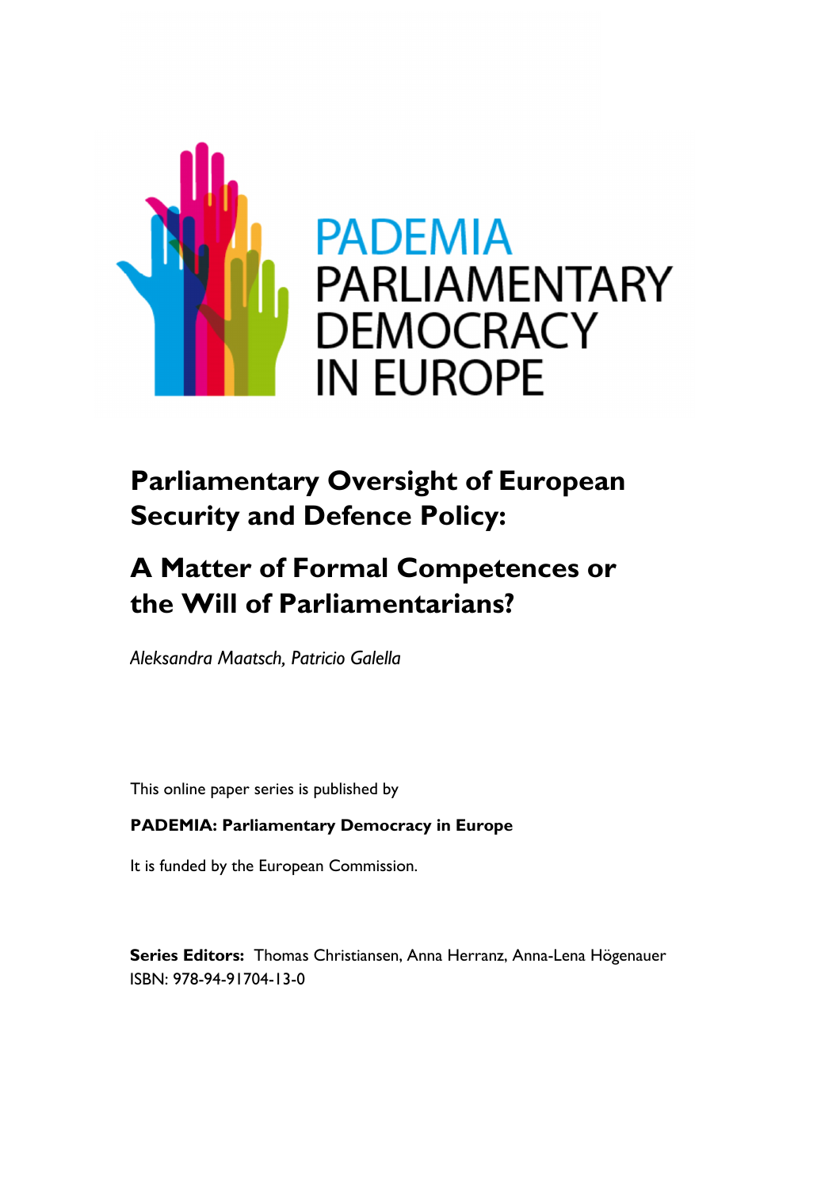PADEMIA
PARLIAMENTARY
DEMOCRACY
IN EUROPE

# Parliamentary Oversight of European Security and Defence Policy:

# A Matter of Formal Competences or the Will of Parliamentarians?

*Aleksandra Maatsch, Patricio Galella*

This online paper series is published by

**PADEMIA: Parliamentary Democracy in Europe**

It is funded by the European Commission.

**Series Editors:** Thomas Christiansen, Anna Herranz, Anna-Lena Högenauer
ISBN: 978-94-91704-13-0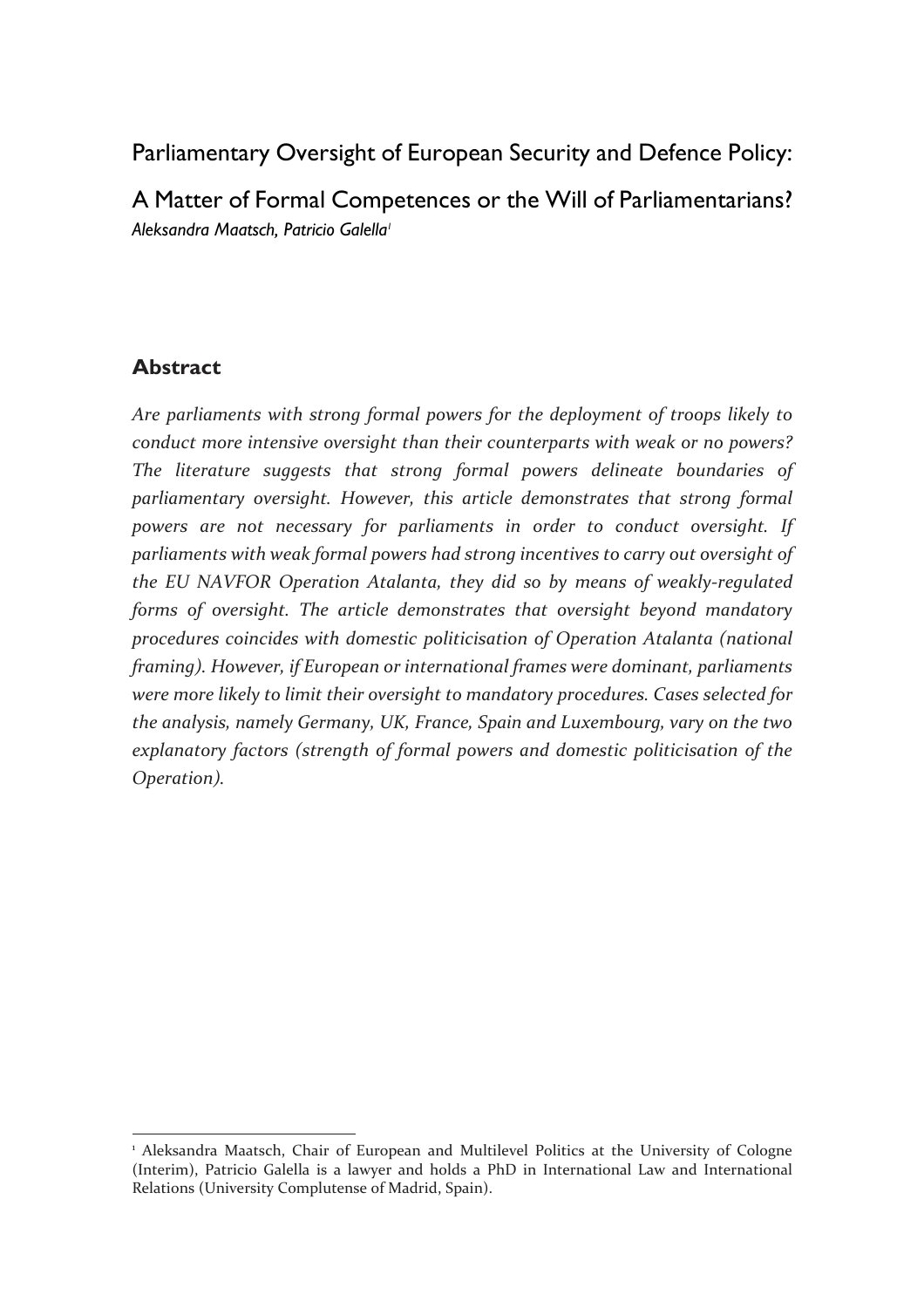# Parliamentary Oversight of European Security and Defence Policy: A Matter of Formal Competences or the Will of Parliamentarians?

*Aleksandra Maatsch, Patricio Galella*[1]

## Abstract

*Are parliaments with strong formal powers for the deployment of troops likely to conduct more intensive oversight than their counterparts with weak or no powers? The literature suggests that strong formal powers delineate boundaries of parliamentary oversight. However, this article demonstrates that strong formal powers are not necessary for parliaments in order to conduct oversight. If parliaments with weak formal powers had strong incentives to carry out oversight of the EU NAVFOR Operation Atalanta, they did so by means of weakly-regulated forms of oversight. The article demonstrates that oversight beyond mandatory procedures coincides with domestic politicisation of Operation Atalanta (national framing). However, if European or international frames were dominant, parliaments were more likely to limit their oversight to mandatory procedures. Cases selected for the analysis, namely Germany, UK, France, Spain and Luxembourg, vary on the two explanatory factors (strength of formal powers and domestic politicisation of the Operation).*

---

[1] Aleksandra Maatsch, Chair of European and Multilevel Politics at the University of Cologne (Interim), Patricio Galella is a lawyer and holds a PhD in International Law and International Relations (University Complutense of Madrid, Spain).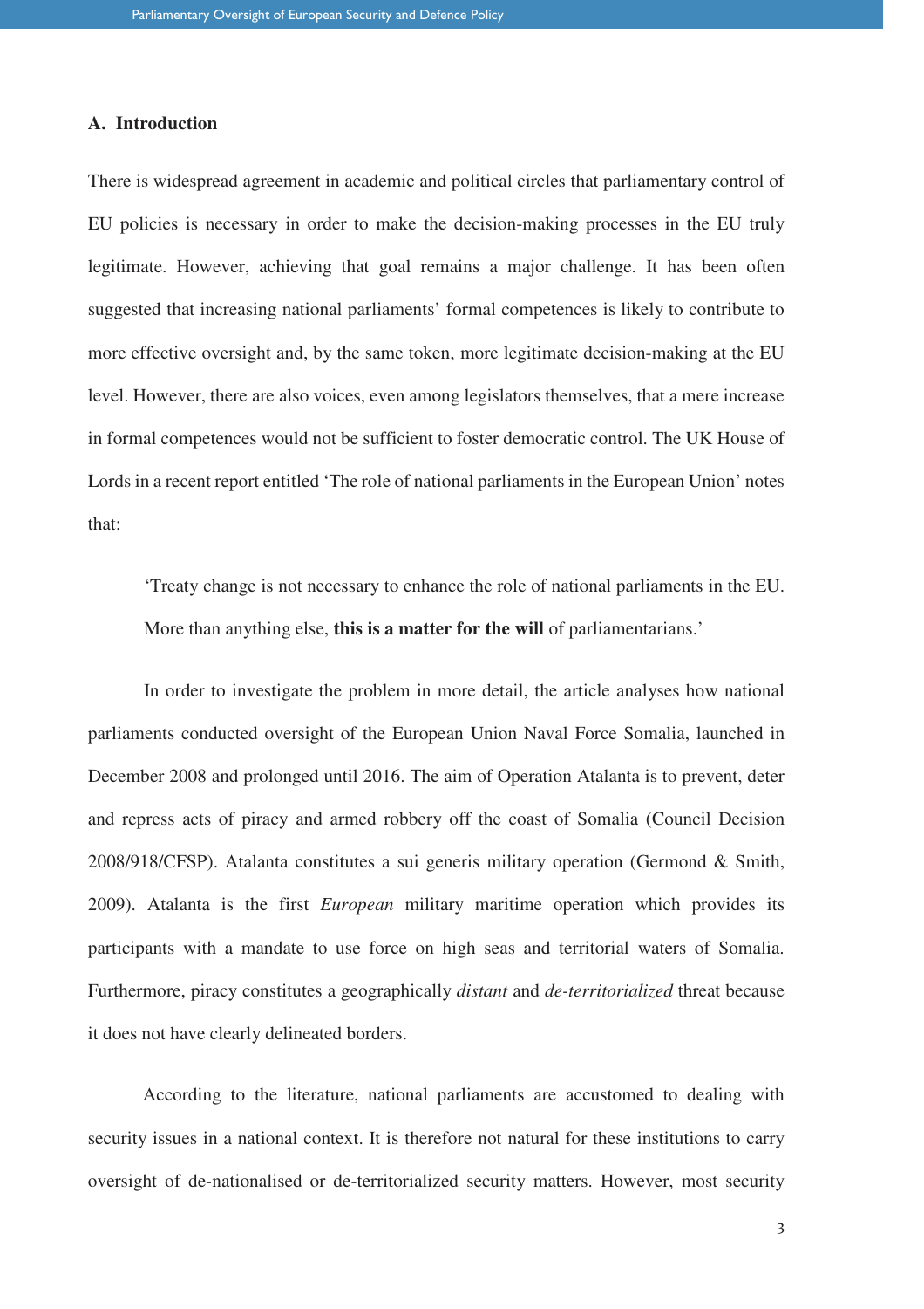## A. Introduction

There is widespread agreement in academic and political circles that parliamentary control of EU policies is necessary in order to make the decision-making processes in the EU truly legitimate. However, achieving that goal remains a major challenge. It has been often suggested that increasing national parliaments' formal competences is likely to contribute to more effective oversight and, by the same token, more legitimate decision-making at the EU level. However, there are also voices, even among legislators themselves, that a mere increase in formal competences would not be sufficient to foster democratic control. The UK House of Lords in a recent report entitled 'The role of national parliaments in the European Union' notes that:

> 'Treaty change is not necessary to enhance the role of national parliaments in the EU. More than anything else, **this is a matter for the will** of parliamentarians.'

In order to investigate the problem in more detail, the article analyses how national parliaments conducted oversight of the European Union Naval Force Somalia, launched in December 2008 and prolonged until 2016. The aim of Operation Atalanta is to prevent, deter and repress acts of piracy and armed robbery off the coast of Somalia (Council Decision 2008/918/CFSP). Atalanta constitutes a sui generis military operation (Germond & Smith, 2009). Atalanta is the first *European* military maritime operation which provides its participants with a mandate to use force on high seas and territorial waters of Somalia. Furthermore, piracy constitutes a geographically *distant* and *de-territorialized* threat because it does not have clearly delineated borders.

According to the literature, national parliaments are accustomed to dealing with security issues in a national context. It is therefore not natural for these institutions to carry oversight of de-nationalised or de-territorialized security matters. However, most security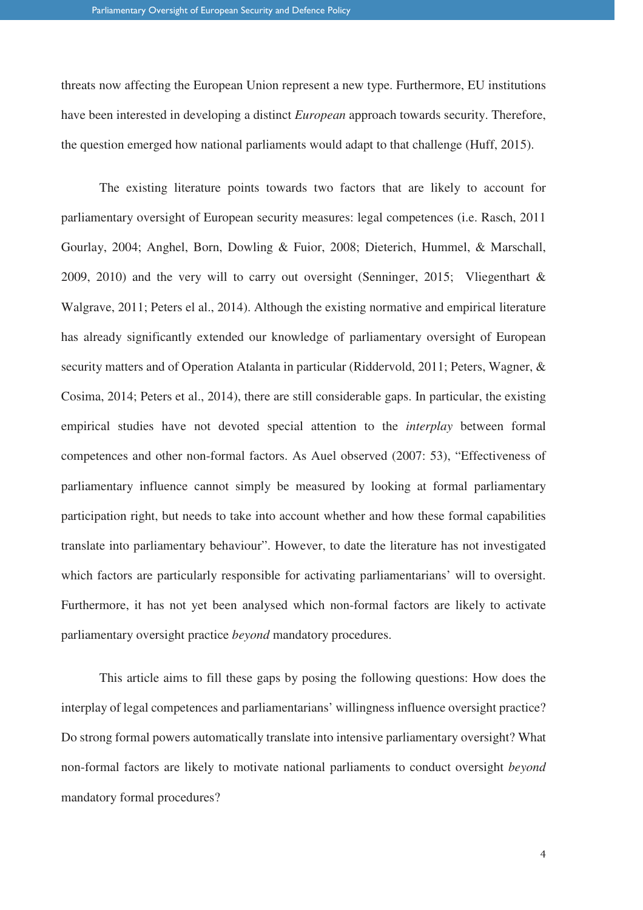threats now affecting the European Union represent a new type. Furthermore, EU institutions have been interested in developing a distinct *European* approach towards security. Therefore, the question emerged how national parliaments would adapt to that challenge (Huff, 2015).

The existing literature points towards two factors that are likely to account for parliamentary oversight of European security measures: legal competences (i.e. Rasch, 2011 Gourlay, 2004; Anghel, Born, Dowling & Fuior, 2008; Dieterich, Hummel, & Marschall, 2009, 2010) and the very will to carry out oversight (Senninger, 2015; Vliegenthart & Walgrave, 2011; Peters el al., 2014). Although the existing normative and empirical literature has already significantly extended our knowledge of parliamentary oversight of European security matters and of Operation Atalanta in particular (Riddervold, 2011; Peters, Wagner, & Cosima, 2014; Peters et al., 2014), there are still considerable gaps. In particular, the existing empirical studies have not devoted special attention to the *interplay* between formal competences and other non-formal factors. As Auel observed (2007: 53), "Effectiveness of parliamentary influence cannot simply be measured by looking at formal parliamentary participation right, but needs to take into account whether and how these formal capabilities translate into parliamentary behaviour". However, to date the literature has not investigated which factors are particularly responsible for activating parliamentarians' will to oversight. Furthermore, it has not yet been analysed which non-formal factors are likely to activate parliamentary oversight practice *beyond* mandatory procedures.

This article aims to fill these gaps by posing the following questions: How does the interplay of legal competences and parliamentarians' willingness influence oversight practice? Do strong formal powers automatically translate into intensive parliamentary oversight? What non-formal factors are likely to motivate national parliaments to conduct oversight *beyond* mandatory formal procedures?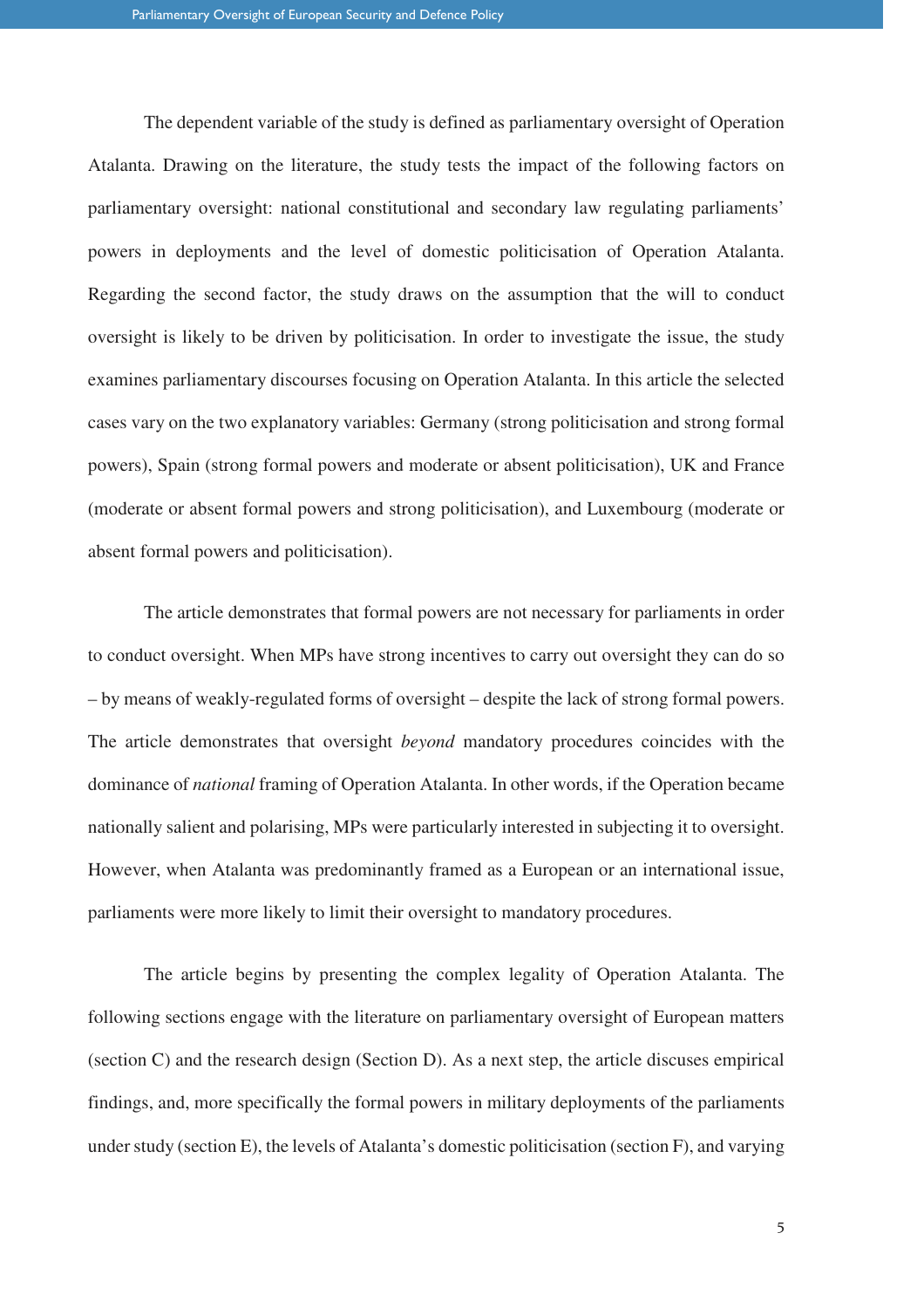The dependent variable of the study is defined as parliamentary oversight of Operation Atalanta. Drawing on the literature, the study tests the impact of the following factors on parliamentary oversight: national constitutional and secondary law regulating parliaments' powers in deployments and the level of domestic politicisation of Operation Atalanta. Regarding the second factor, the study draws on the assumption that the will to conduct oversight is likely to be driven by politicisation. In order to investigate the issue, the study examines parliamentary discourses focusing on Operation Atalanta. In this article the selected cases vary on the two explanatory variables: Germany (strong politicisation and strong formal powers), Spain (strong formal powers and moderate or absent politicisation), UK and France (moderate or absent formal powers and strong politicisation), and Luxembourg (moderate or absent formal powers and politicisation).

The article demonstrates that formal powers are not necessary for parliaments in order to conduct oversight. When MPs have strong incentives to carry out oversight they can do so – by means of weakly-regulated forms of oversight – despite the lack of strong formal powers. The article demonstrates that oversight *beyond* mandatory procedures coincides with the dominance of *national* framing of Operation Atalanta. In other words, if the Operation became nationally salient and polarising, MPs were particularly interested in subjecting it to oversight. However, when Atalanta was predominantly framed as a European or an international issue, parliaments were more likely to limit their oversight to mandatory procedures.

The article begins by presenting the complex legality of Operation Atalanta. The following sections engage with the literature on parliamentary oversight of European matters (section C) and the research design (Section D). As a next step, the article discuses empirical findings, and, more specifically the formal powers in military deployments of the parliaments under study (section E), the levels of Atalanta's domestic politicisation (section F), and varying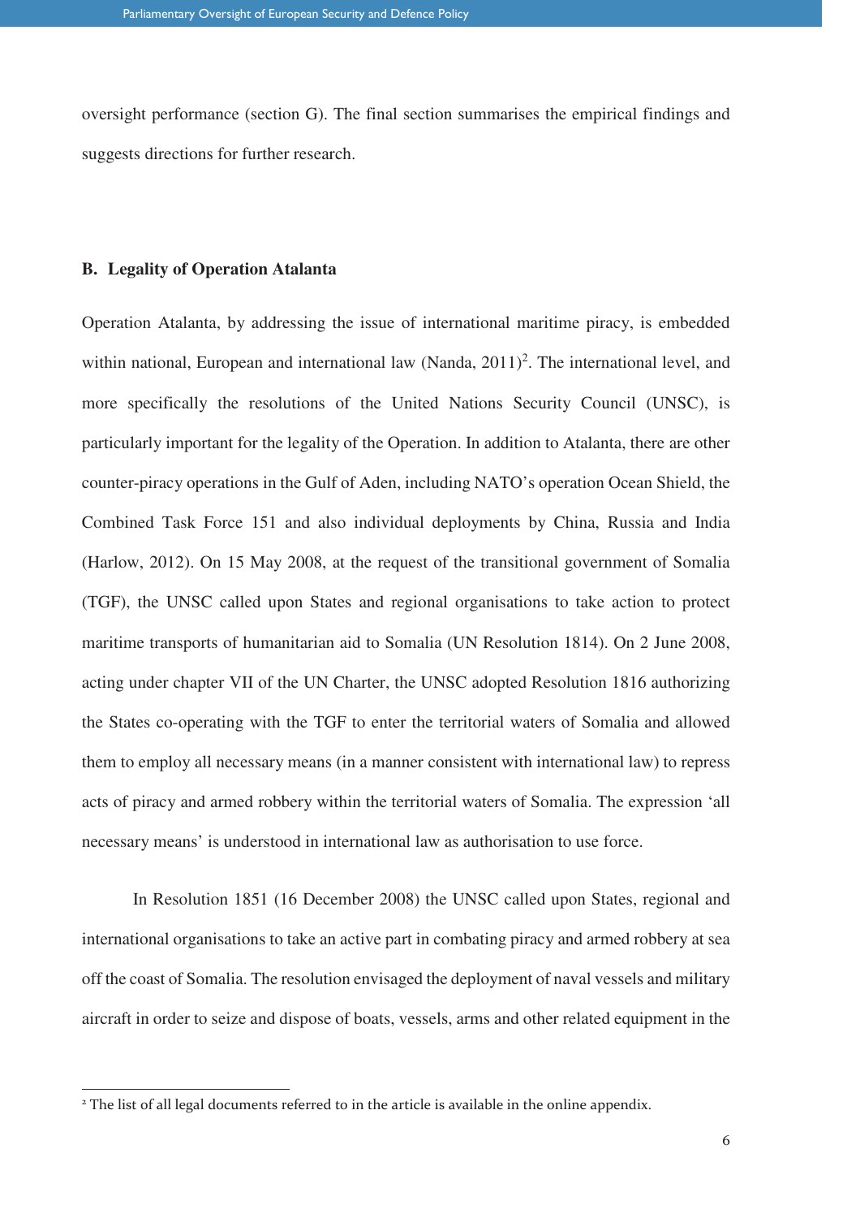oversight performance (section G). The final section summarises the empirical findings and suggests directions for further research.

## B. Legality of Operation Atalanta

Operation Atalanta, by addressing the issue of international maritime piracy, is embedded within national, European and international law (Nanda, 2011)[2]. The international level, and more specifically the resolutions of the United Nations Security Council (UNSC), is particularly important for the legality of the Operation. In addition to Atalanta, there are other counter-piracy operations in the Gulf of Aden, including NATO's operation Ocean Shield, the Combined Task Force 151 and also individual deployments by China, Russia and India (Harlow, 2012). On 15 May 2008, at the request of the transitional government of Somalia (TGF), the UNSC called upon States and regional organisations to take action to protect maritime transports of humanitarian aid to Somalia (UN Resolution 1814). On 2 June 2008, acting under chapter VII of the UN Charter, the UNSC adopted Resolution 1816 authorizing the States co-operating with the TGF to enter the territorial waters of Somalia and allowed them to employ all necessary means (in a manner consistent with international law) to repress acts of piracy and armed robbery within the territorial waters of Somalia. The expression 'all necessary means' is understood in international law as authorisation to use force.

In Resolution 1851 (16 December 2008) the UNSC called upon States, regional and international organisations to take an active part in combating piracy and armed robbery at sea off the coast of Somalia. The resolution envisaged the deployment of naval vessels and military aircraft in order to seize and dispose of boats, vessels, arms and other related equipment in the

[2] The list of all legal documents referred to in the article is available in the online appendix.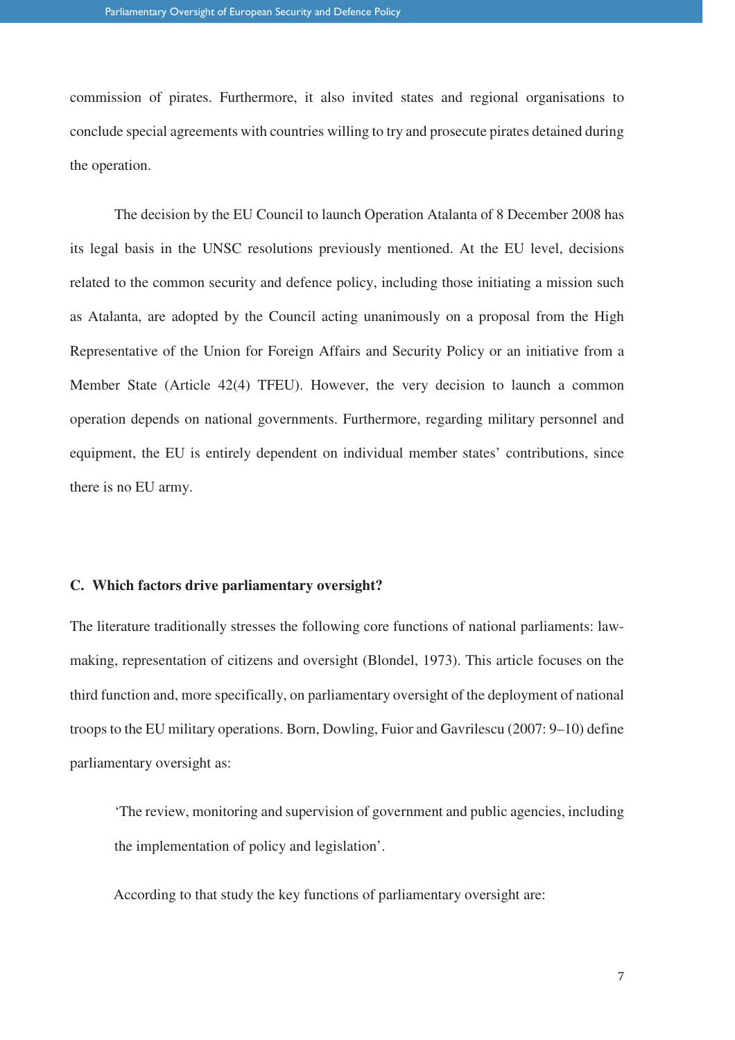commission of pirates. Furthermore, it also invited states and regional organisations to conclude special agreements with countries willing to try and prosecute pirates detained during the operation.

The decision by the EU Council to launch Operation Atalanta of 8 December 2008 has its legal basis in the UNSC resolutions previously mentioned. At the EU level, decisions related to the common security and defence policy, including those initiating a mission such as Atalanta, are adopted by the Council acting unanimously on a proposal from the High Representative of the Union for Foreign Affairs and Security Policy or an initiative from a Member State (Article 42(4) TFEU). However, the very decision to launch a common operation depends on national governments. Furthermore, regarding military personnel and equipment, the EU is entirely dependent on individual member states' contributions, since there is no EU army.

### C. Which factors drive parliamentary oversight?

The literature traditionally stresses the following core functions of national parliaments: law-making, representation of citizens and oversight (Blondel, 1973). This article focuses on the third function and, more specifically, on parliamentary oversight of the deployment of national troops to the EU military operations. Born, Dowling, Fuior and Gavrilescu (2007: 9–10) define parliamentary oversight as:

> 'The review, monitoring and supervision of government and public agencies, including the implementation of policy and legislation'.

According to that study the key functions of parliamentary oversight are: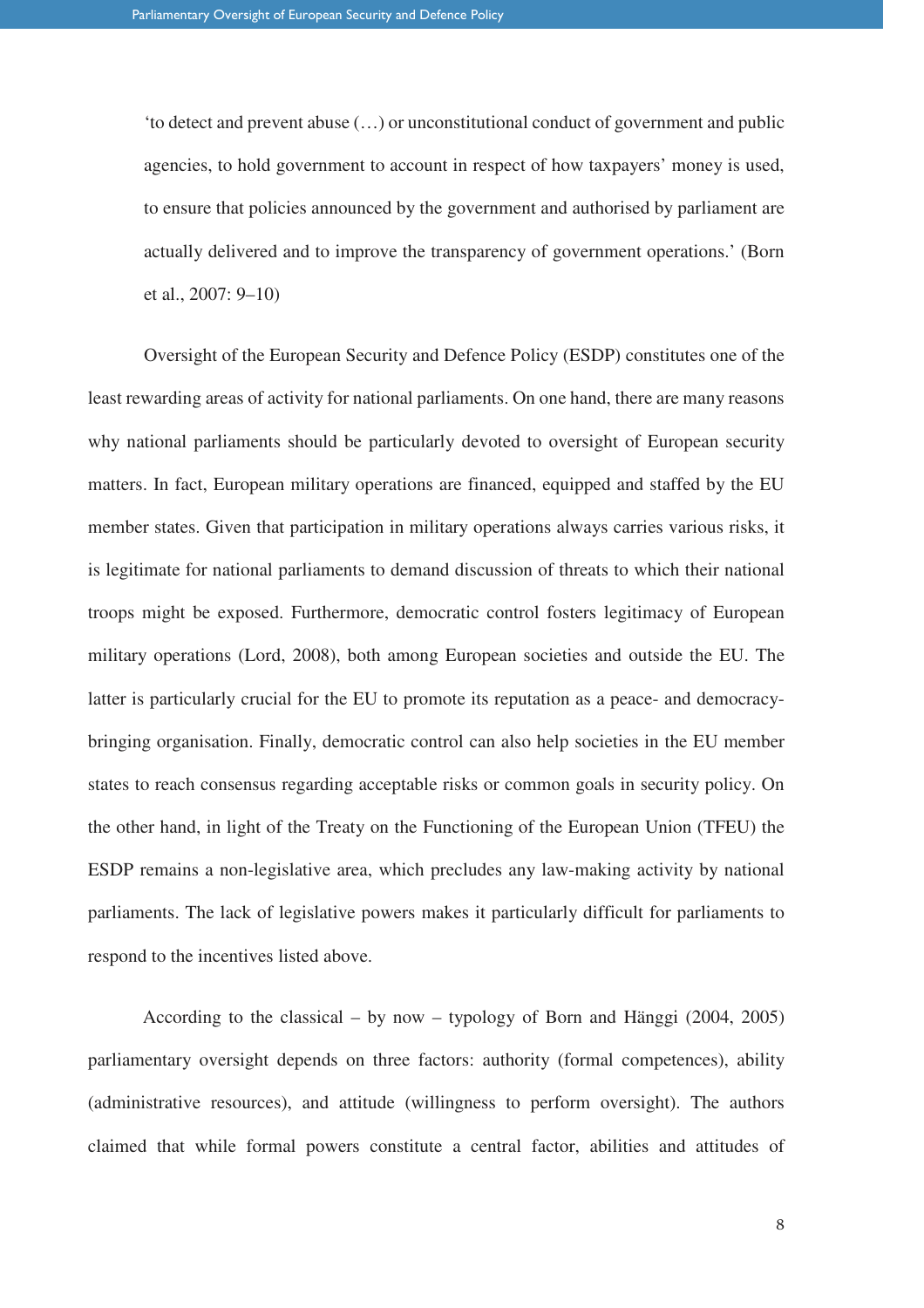> 'to detect and prevent abuse (…) or unconstitutional conduct of government and public agencies, to hold government to account in respect of how taxpayers' money is used, to ensure that policies announced by the government and authorised by parliament are actually delivered and to improve the transparency of government operations.' (Born et al., 2007: 9–10)

Oversight of the European Security and Defence Policy (ESDP) constitutes one of the least rewarding areas of activity for national parliaments. On one hand, there are many reasons why national parliaments should be particularly devoted to oversight of European security matters. In fact, European military operations are financed, equipped and staffed by the EU member states. Given that participation in military operations always carries various risks, it is legitimate for national parliaments to demand discussion of threats to which their national troops might be exposed. Furthermore, democratic control fosters legitimacy of European military operations (Lord, 2008), both among European societies and outside the EU. The latter is particularly crucial for the EU to promote its reputation as a peace- and democracy-bringing organisation. Finally, democratic control can also help societies in the EU member states to reach consensus regarding acceptable risks or common goals in security policy. On the other hand, in light of the Treaty on the Functioning of the European Union (TFEU) the ESDP remains a non-legislative area, which precludes any law-making activity by national parliaments. The lack of legislative powers makes it particularly difficult for parliaments to respond to the incentives listed above.

According to the classical – by now – typology of Born and Hänggi (2004, 2005) parliamentary oversight depends on three factors: authority (formal competences), ability (administrative resources), and attitude (willingness to perform oversight). The authors claimed that while formal powers constitute a central factor, abilities and attitudes of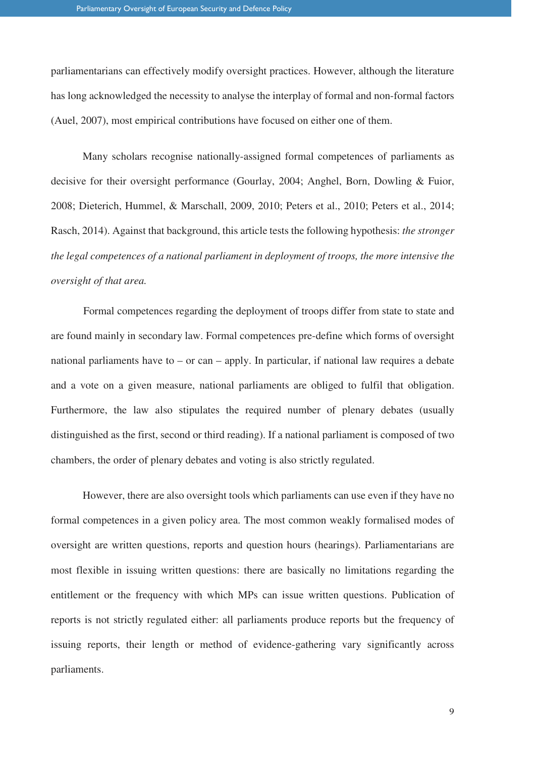parliamentarians can effectively modify oversight practices. However, although the literature has long acknowledged the necessity to analyse the interplay of formal and non-formal factors (Auel, 2007), most empirical contributions have focused on either one of them.

Many scholars recognise nationally-assigned formal competences of parliaments as decisive for their oversight performance (Gourlay, 2004; Anghel, Born, Dowling & Fuior, 2008; Dieterich, Hummel, & Marschall, 2009, 2010; Peters et al., 2010; Peters et al., 2014; Rasch, 2014). Against that background, this article tests the following hypothesis: *the stronger the legal competences of a national parliament in deployment of troops, the more intensive the oversight of that area.*

Formal competences regarding the deployment of troops differ from state to state and are found mainly in secondary law. Formal competences pre-define which forms of oversight national parliaments have to – or can – apply. In particular, if national law requires a debate and a vote on a given measure, national parliaments are obliged to fulfil that obligation. Furthermore, the law also stipulates the required number of plenary debates (usually distinguished as the first, second or third reading). If a national parliament is composed of two chambers, the order of plenary debates and voting is also strictly regulated.

However, there are also oversight tools which parliaments can use even if they have no formal competences in a given policy area. The most common weakly formalised modes of oversight are written questions, reports and question hours (hearings). Parliamentarians are most flexible in issuing written questions: there are basically no limitations regarding the entitlement or the frequency with which MPs can issue written questions. Publication of reports is not strictly regulated either: all parliaments produce reports but the frequency of issuing reports, their length or method of evidence-gathering vary significantly across parliaments.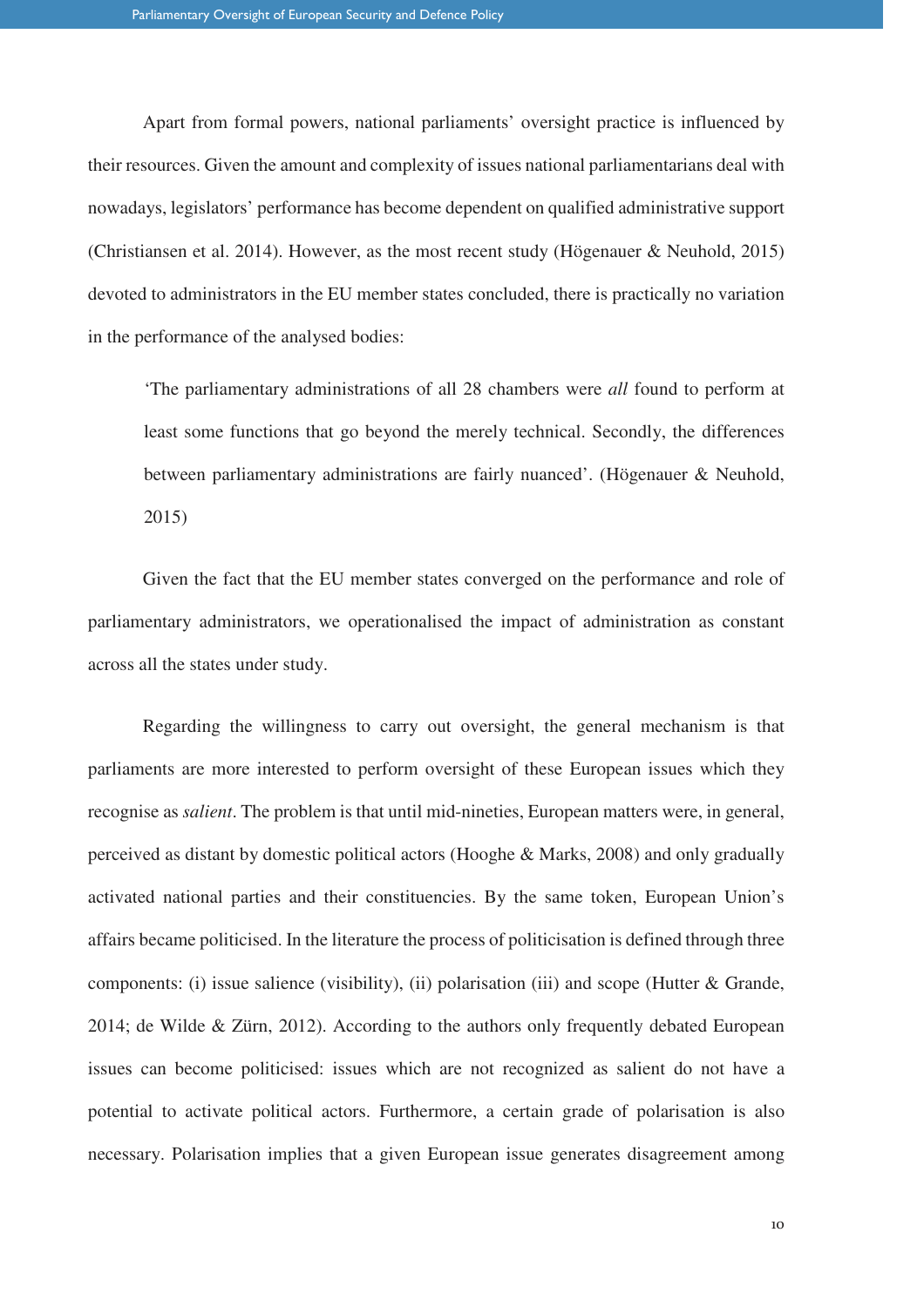Apart from formal powers, national parliaments' oversight practice is influenced by their resources. Given the amount and complexity of issues national parliamentarians deal with nowadays, legislators' performance has become dependent on qualified administrative support (Christiansen et al. 2014). However, as the most recent study (Högenauer & Neuhold, 2015) devoted to administrators in the EU member states concluded, there is practically no variation in the performance of the analysed bodies:

> 'The parliamentary administrations of all 28 chambers were *all* found to perform at least some functions that go beyond the merely technical. Secondly, the differences between parliamentary administrations are fairly nuanced'. (Högenauer & Neuhold, 2015)

Given the fact that the EU member states converged on the performance and role of parliamentary administrators, we operationalised the impact of administration as constant across all the states under study.

Regarding the willingness to carry out oversight, the general mechanism is that parliaments are more interested to perform oversight of these European issues which they recognise as *salient*. The problem is that until mid-nineties, European matters were, in general, perceived as distant by domestic political actors (Hooghe & Marks, 2008) and only gradually activated national parties and their constituencies. By the same token, European Union's affairs became politicised. In the literature the process of politicisation is defined through three components: (i) issue salience (visibility), (ii) polarisation (iii) and scope (Hutter & Grande, 2014; de Wilde & Zürn, 2012). According to the authors only frequently debated European issues can become politicised: issues which are not recognized as salient do not have a potential to activate political actors. Furthermore, a certain grade of polarisation is also necessary. Polarisation implies that a given European issue generates disagreement among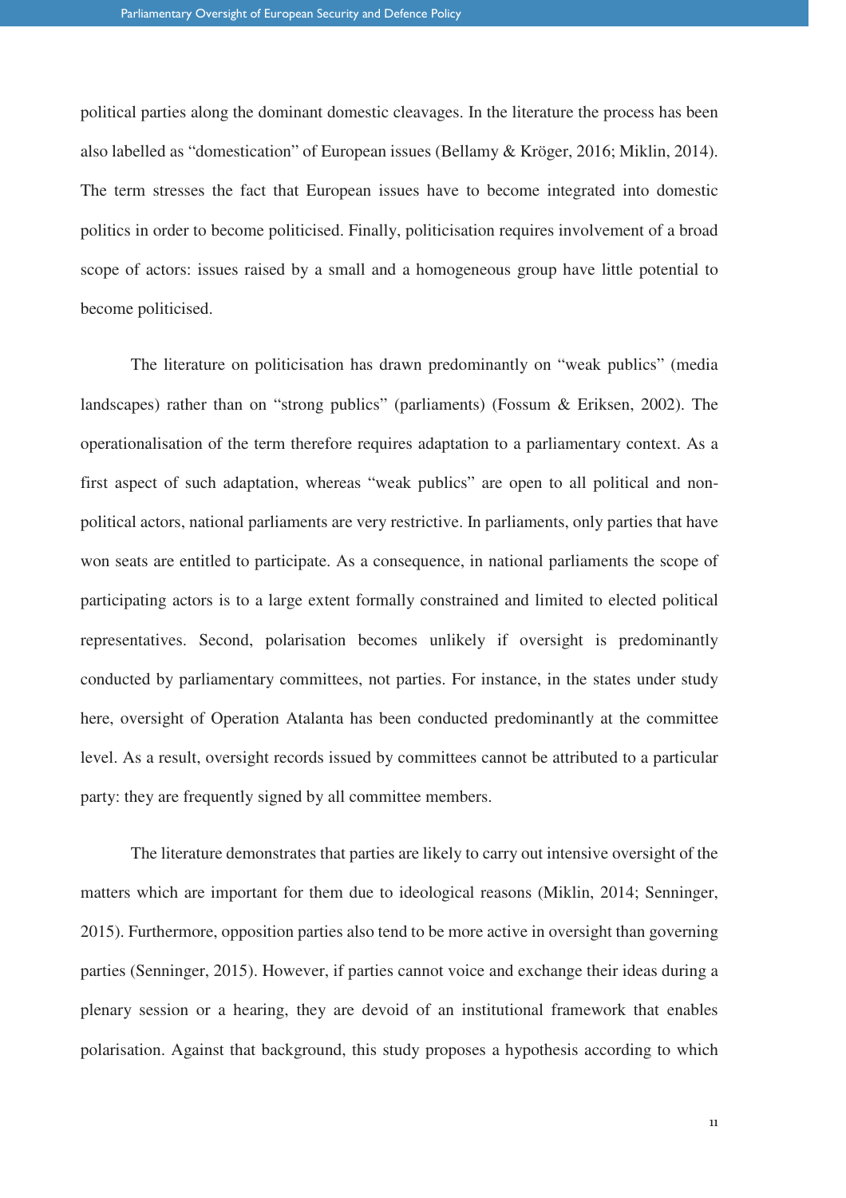political parties along the dominant domestic cleavages. In the literature the process has been also labelled as "domestication" of European issues (Bellamy & Kröger, 2016; Miklin, 2014). The term stresses the fact that European issues have to become integrated into domestic politics in order to become politicised. Finally, politicisation requires involvement of a broad scope of actors: issues raised by a small and a homogeneous group have little potential to become politicised.

The literature on politicisation has drawn predominantly on "weak publics" (media landscapes) rather than on "strong publics" (parliaments) (Fossum & Eriksen, 2002). The operationalisation of the term therefore requires adaptation to a parliamentary context. As a first aspect of such adaptation, whereas "weak publics" are open to all political and non-political actors, national parliaments are very restrictive. In parliaments, only parties that have won seats are entitled to participate. As a consequence, in national parliaments the scope of participating actors is to a large extent formally constrained and limited to elected political representatives. Second, polarisation becomes unlikely if oversight is predominantly conducted by parliamentary committees, not parties. For instance, in the states under study here, oversight of Operation Atalanta has been conducted predominantly at the committee level. As a result, oversight records issued by committees cannot be attributed to a particular party: they are frequently signed by all committee members.

The literature demonstrates that parties are likely to carry out intensive oversight of the matters which are important for them due to ideological reasons (Miklin, 2014; Senninger, 2015). Furthermore, opposition parties also tend to be more active in oversight than governing parties (Senninger, 2015). However, if parties cannot voice and exchange their ideas during a plenary session or a hearing, they are devoid of an institutional framework that enables polarisation. Against that background, this study proposes a hypothesis according to which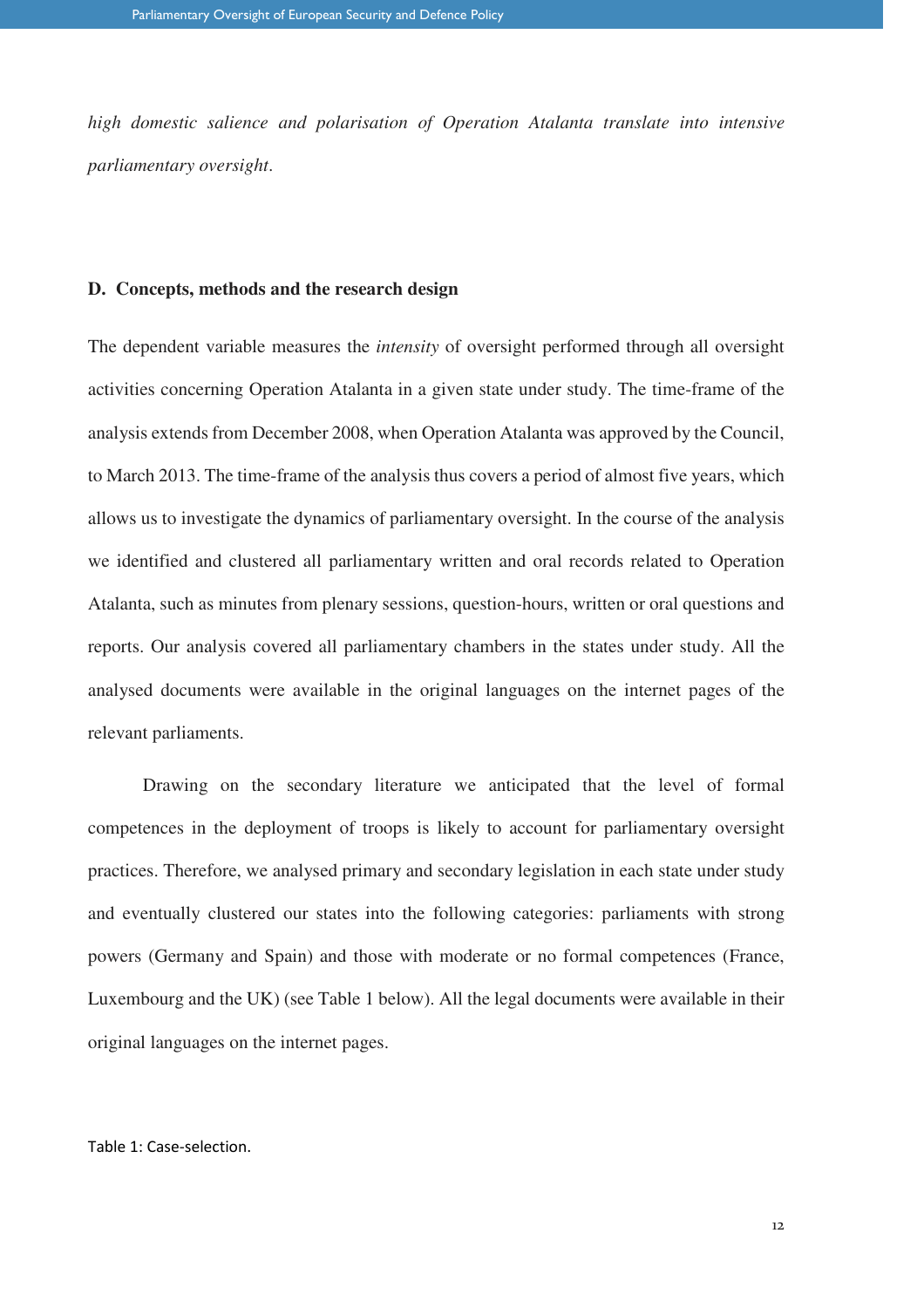*high domestic salience and polarisation of Operation Atalanta translate into intensive parliamentary oversight*.

### D. Concepts, methods and the research design

The dependent variable measures the *intensity* of oversight performed through all oversight activities concerning Operation Atalanta in a given state under study. The time-frame of the analysis extends from December 2008, when Operation Atalanta was approved by the Council, to March 2013. The time-frame of the analysis thus covers a period of almost five years, which allows us to investigate the dynamics of parliamentary oversight. In the course of the analysis we identified and clustered all parliamentary written and oral records related to Operation Atalanta, such as minutes from plenary sessions, question-hours, written or oral questions and reports. Our analysis covered all parliamentary chambers in the states under study. All the analysed documents were available in the original languages on the internet pages of the relevant parliaments.

Drawing on the secondary literature we anticipated that the level of formal competences in the deployment of troops is likely to account for parliamentary oversight practices. Therefore, we analysed primary and secondary legislation in each state under study and eventually clustered our states into the following categories: parliaments with strong powers (Germany and Spain) and those with moderate or no formal competences (France, Luxembourg and the UK) (see Table 1 below). All the legal documents were available in their original languages on the internet pages.

Table 1: Case-selection.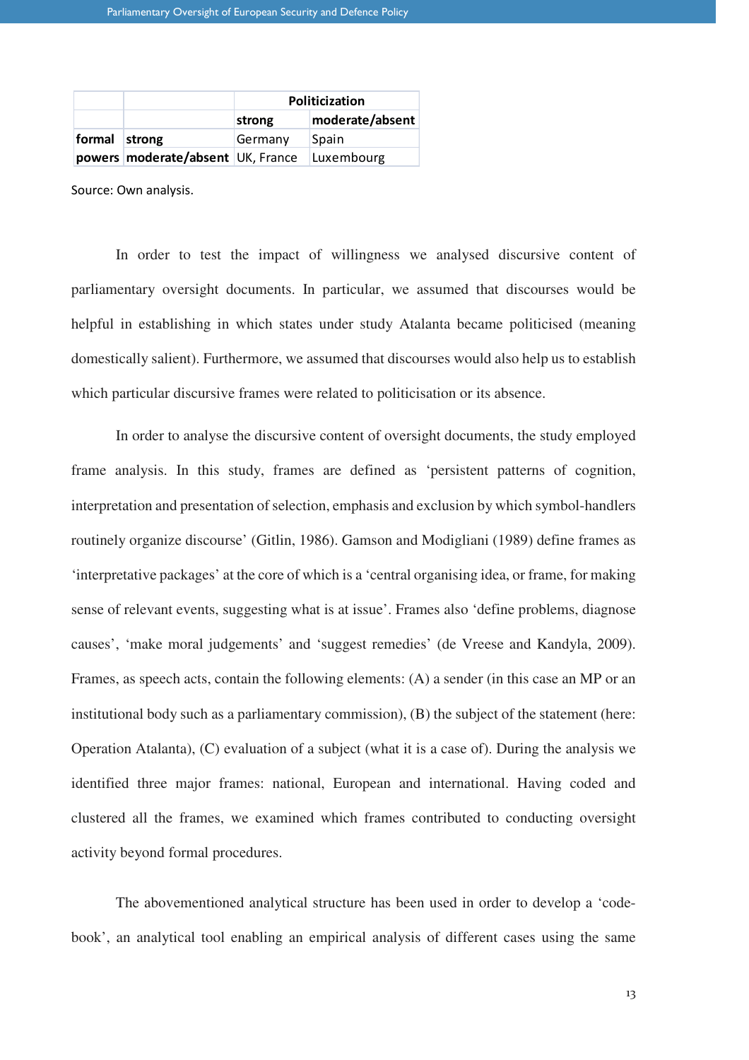| | | Politicization | |
|---|---|---|---|
| | | strong | moderate/absent |
| formal | strong | Germany | Spain |
| powers | moderate/absent | UK, France | Luxembourg |

Source: Own analysis.

In order to test the impact of willingness we analysed discursive content of parliamentary oversight documents. In particular, we assumed that discourses would be helpful in establishing in which states under study Atalanta became politicised (meaning domestically salient). Furthermore, we assumed that discourses would also help us to establish which particular discursive frames were related to politicisation or its absence.

In order to analyse the discursive content of oversight documents, the study employed frame analysis. In this study, frames are defined as 'persistent patterns of cognition, interpretation and presentation of selection, emphasis and exclusion by which symbol-handlers routinely organize discourse' (Gitlin, 1986). Gamson and Modigliani (1989) define frames as 'interpretative packages' at the core of which is a 'central organising idea, or frame, for making sense of relevant events, suggesting what is at issue'. Frames also 'define problems, diagnose causes', 'make moral judgements' and 'suggest remedies' (de Vreese and Kandyla, 2009). Frames, as speech acts, contain the following elements: (A) a sender (in this case an MP or an institutional body such as a parliamentary commission), (B) the subject of the statement (here: Operation Atalanta), (C) evaluation of a subject (what it is a case of). During the analysis we identified three major frames: national, European and international. Having coded and clustered all the frames, we examined which frames contributed to conducting oversight activity beyond formal procedures.

The abovementioned analytical structure has been used in order to develop a 'code-book', an analytical tool enabling an empirical analysis of different cases using the same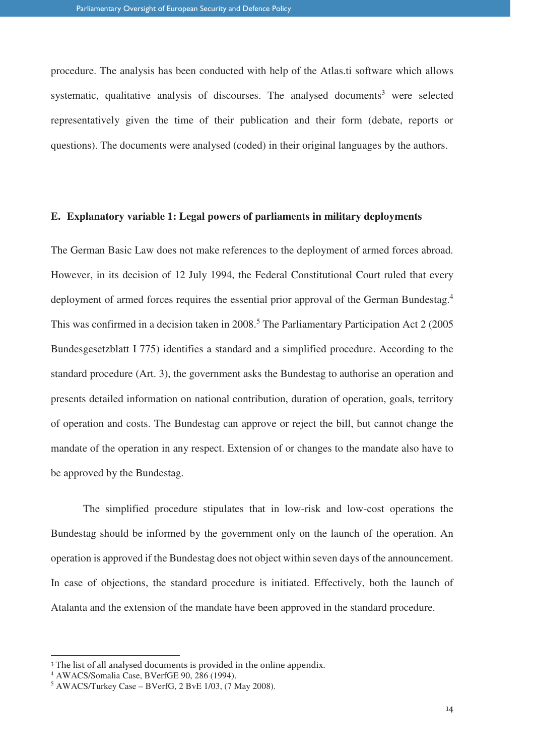procedure. The analysis has been conducted with help of the Atlas.ti software which allows systematic, qualitative analysis of discourses. The analysed documents[3] were selected representatively given the time of their publication and their form (debate, reports or questions). The documents were analysed (coded) in their original languages by the authors.

## E. Explanatory variable 1: Legal powers of parliaments in military deployments

The German Basic Law does not make references to the deployment of armed forces abroad. However, in its decision of 12 July 1994, the Federal Constitutional Court ruled that every deployment of armed forces requires the essential prior approval of the German Bundestag.[4] This was confirmed in a decision taken in 2008.[5] The Parliamentary Participation Act 2 (2005 Bundesgesetzblatt I 775) identifies a standard and a simplified procedure. According to the standard procedure (Art. 3), the government asks the Bundestag to authorise an operation and presents detailed information on national contribution, duration of operation, goals, territory of operation and costs. The Bundestag can approve or reject the bill, but cannot change the mandate of the operation in any respect. Extension of or changes to the mandate also have to be approved by the Bundestag.

The simplified procedure stipulates that in low-risk and low-cost operations the Bundestag should be informed by the government only on the launch of the operation. An operation is approved if the Bundestag does not object within seven days of the announcement. In case of objections, the standard procedure is initiated. Effectively, both the launch of Atalanta and the extension of the mandate have been approved in the standard procedure.

---

[3] The list of all analysed documents is provided in the online appendix.

[4] AWACS/Somalia Case, BVerfGE 90, 286 (1994).

[5] AWACS/Turkey Case – BVerfG, 2 BvE 1/03, (7 May 2008).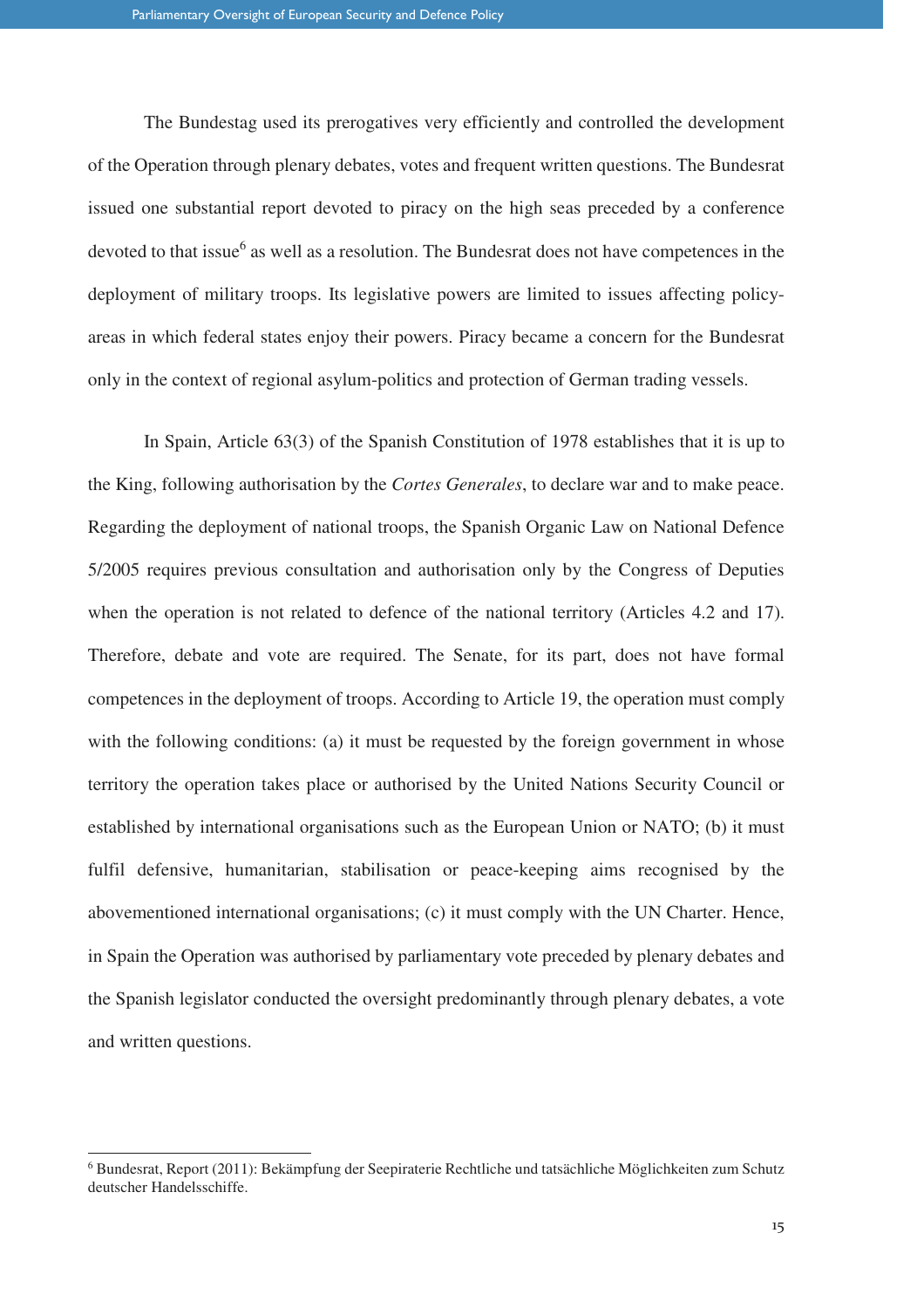The Bundestag used its prerogatives very efficiently and controlled the development of the Operation through plenary debates, votes and frequent written questions. The Bundesrat issued one substantial report devoted to piracy on the high seas preceded by a conference devoted to that issue[6] as well as a resolution. The Bundesrat does not have competences in the deployment of military troops. Its legislative powers are limited to issues affecting policy-areas in which federal states enjoy their powers. Piracy became a concern for the Bundesrat only in the context of regional asylum-politics and protection of German trading vessels.

In Spain, Article 63(3) of the Spanish Constitution of 1978 establishes that it is up to the King, following authorisation by the *Cortes Generales*, to declare war and to make peace. Regarding the deployment of national troops, the Spanish Organic Law on National Defence 5/2005 requires previous consultation and authorisation only by the Congress of Deputies when the operation is not related to defence of the national territory (Articles 4.2 and 17). Therefore, debate and vote are required. The Senate, for its part, does not have formal competences in the deployment of troops. According to Article 19, the operation must comply with the following conditions: (a) it must be requested by the foreign government in whose territory the operation takes place or authorised by the United Nations Security Council or established by international organisations such as the European Union or NATO; (b) it must fulfil defensive, humanitarian, stabilisation or peace-keeping aims recognised by the abovementioned international organisations; (c) it must comply with the UN Charter. Hence, in Spain the Operation was authorised by parliamentary vote preceded by plenary debates and the Spanish legislator conducted the oversight predominantly through plenary debates, a vote and written questions.

---

[6] Bundesrat, Report (2011): Bekämpfung der Seepiraterie Rechtliche und tatsächliche Möglichkeiten zum Schutz deutscher Handelsschiffe.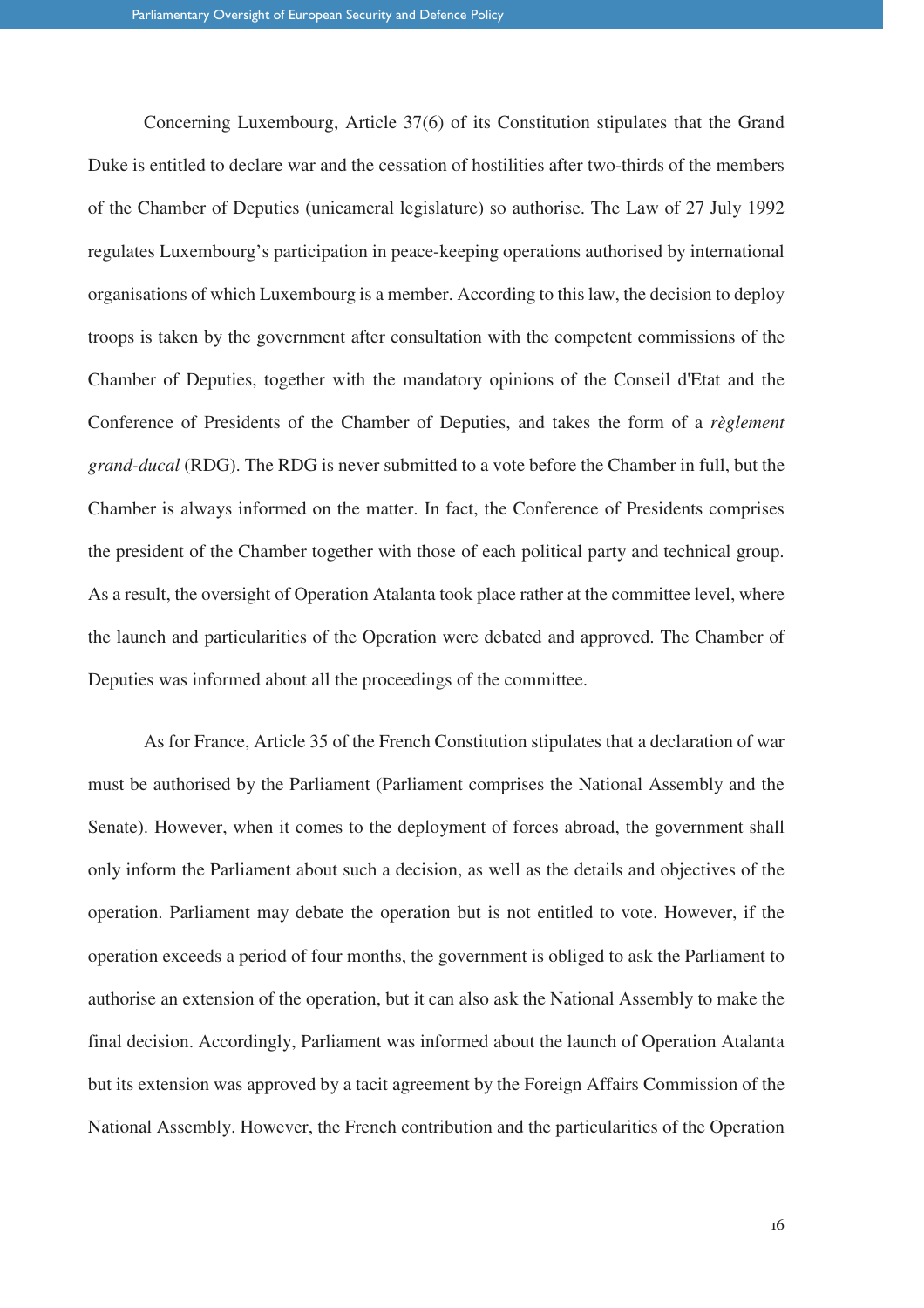Concerning Luxembourg, Article 37(6) of its Constitution stipulates that the Grand Duke is entitled to declare war and the cessation of hostilities after two-thirds of the members of the Chamber of Deputies (unicameral legislature) so authorise. The Law of 27 July 1992 regulates Luxembourg's participation in peace-keeping operations authorised by international organisations of which Luxembourg is a member. According to this law, the decision to deploy troops is taken by the government after consultation with the competent commissions of the Chamber of Deputies, together with the mandatory opinions of the Conseil d'Etat and the Conference of Presidents of the Chamber of Deputies, and takes the form of a *règlement grand-ducal* (RDG). The RDG is never submitted to a vote before the Chamber in full, but the Chamber is always informed on the matter. In fact, the Conference of Presidents comprises the president of the Chamber together with those of each political party and technical group. As a result, the oversight of Operation Atalanta took place rather at the committee level, where the launch and particularities of the Operation were debated and approved. The Chamber of Deputies was informed about all the proceedings of the committee.

As for France, Article 35 of the French Constitution stipulates that a declaration of war must be authorised by the Parliament (Parliament comprises the National Assembly and the Senate). However, when it comes to the deployment of forces abroad, the government shall only inform the Parliament about such a decision, as well as the details and objectives of the operation. Parliament may debate the operation but is not entitled to vote. However, if the operation exceeds a period of four months, the government is obliged to ask the Parliament to authorise an extension of the operation, but it can also ask the National Assembly to make the final decision. Accordingly, Parliament was informed about the launch of Operation Atalanta but its extension was approved by a tacit agreement by the Foreign Affairs Commission of the National Assembly. However, the French contribution and the particularities of the Operation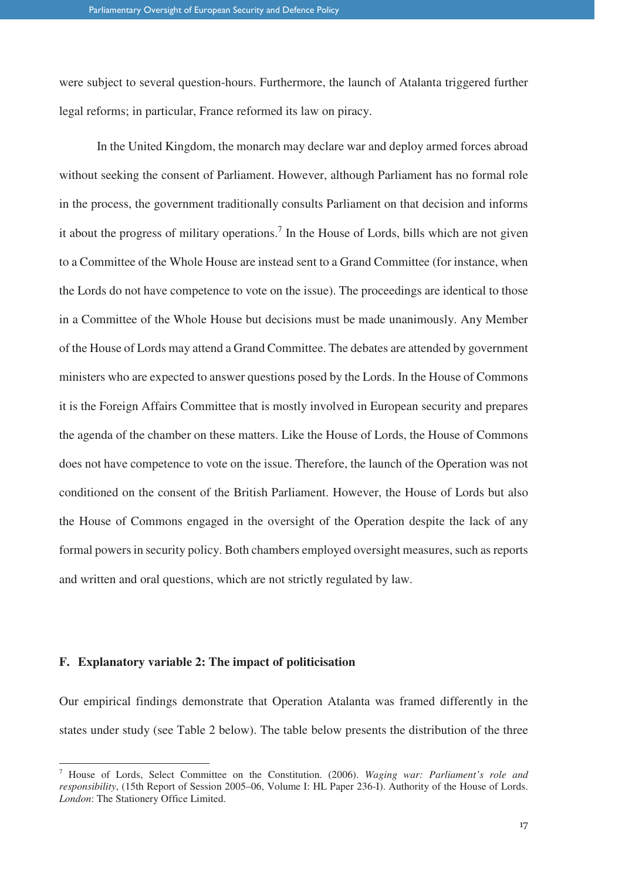were subject to several question-hours. Furthermore, the launch of Atalanta triggered further legal reforms; in particular, France reformed its law on piracy.

In the United Kingdom, the monarch may declare war and deploy armed forces abroad without seeking the consent of Parliament. However, although Parliament has no formal role in the process, the government traditionally consults Parliament on that decision and informs it about the progress of military operations.[7] In the House of Lords, bills which are not given to a Committee of the Whole House are instead sent to a Grand Committee (for instance, when the Lords do not have competence to vote on the issue). The proceedings are identical to those in a Committee of the Whole House but decisions must be made unanimously. Any Member of the House of Lords may attend a Grand Committee. The debates are attended by government ministers who are expected to answer questions posed by the Lords. In the House of Commons it is the Foreign Affairs Committee that is mostly involved in European security and prepares the agenda of the chamber on these matters. Like the House of Lords, the House of Commons does not have competence to vote on the issue. Therefore, the launch of the Operation was not conditioned on the consent of the British Parliament. However, the House of Lords but also the House of Commons engaged in the oversight of the Operation despite the lack of any formal powers in security policy. Both chambers employed oversight measures, such as reports and written and oral questions, which are not strictly regulated by law.

### F. Explanatory variable 2: The impact of politicisation

Our empirical findings demonstrate that Operation Atalanta was framed differently in the states under study (see Table 2 below). The table below presents the distribution of the three

---

[7] House of Lords, Select Committee on the Constitution. (2006). *Waging war: Parliament's role and responsibility*, (15th Report of Session 2005–06, Volume I: HL Paper 236-I). Authority of the House of Lords. *London*: The Stationery Office Limited.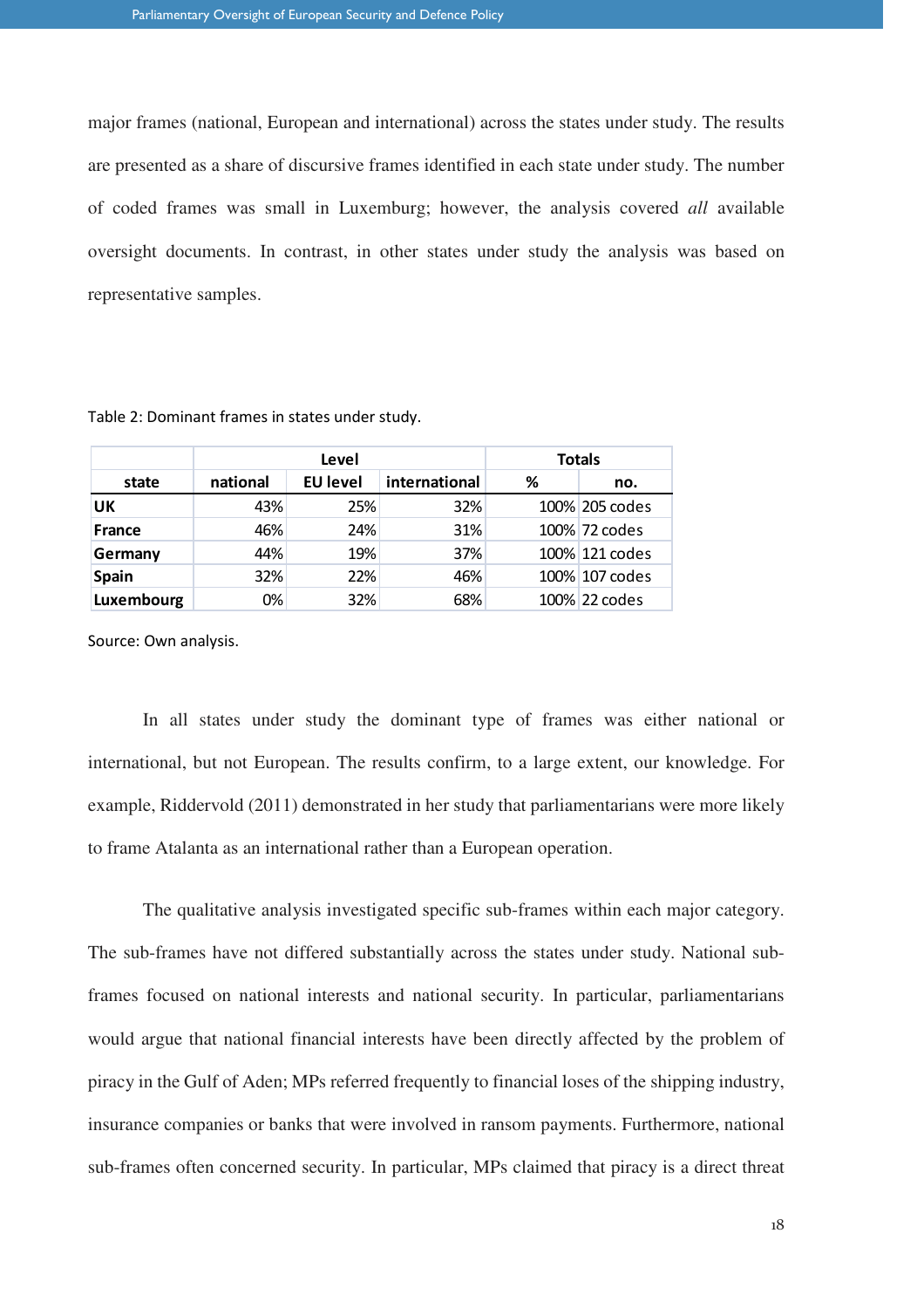major frames (national, European and international) across the states under study. The results are presented as a share of discursive frames identified in each state under study. The number of coded frames was small in Luxemburg; however, the analysis covered *all* available oversight documents. In contrast, in other states under study the analysis was based on representative samples.

Table 2: Dominant frames in states under study.

| | Level | | | Totals | |
|---|---|---|---|---|---|
| **state** | **national** | **EU level** | **international** | **%** | **no.** |
| **UK** | 43% | 25% | 32% | 100% | 205 codes |
| **France** | 46% | 24% | 31% | 100% | 72 codes |
| **Germany** | 44% | 19% | 37% | 100% | 121 codes |
| **Spain** | 32% | 22% | 46% | 100% | 107 codes |
| **Luxembourg** | 0% | 32% | 68% | 100% | 22 codes |

Source: Own analysis.

In all states under study the dominant type of frames was either national or international, but not European. The results confirm, to a large extent, our knowledge. For example, Riddervold (2011) demonstrated in her study that parliamentarians were more likely to frame Atalanta as an international rather than a European operation.

The qualitative analysis investigated specific sub-frames within each major category. The sub-frames have not differed substantially across the states under study. National sub-frames focused on national interests and national security. In particular, parliamentarians would argue that national financial interests have been directly affected by the problem of piracy in the Gulf of Aden; MPs referred frequently to financial loses of the shipping industry, insurance companies or banks that were involved in ransom payments. Furthermore, national sub-frames often concerned security. In particular, MPs claimed that piracy is a direct threat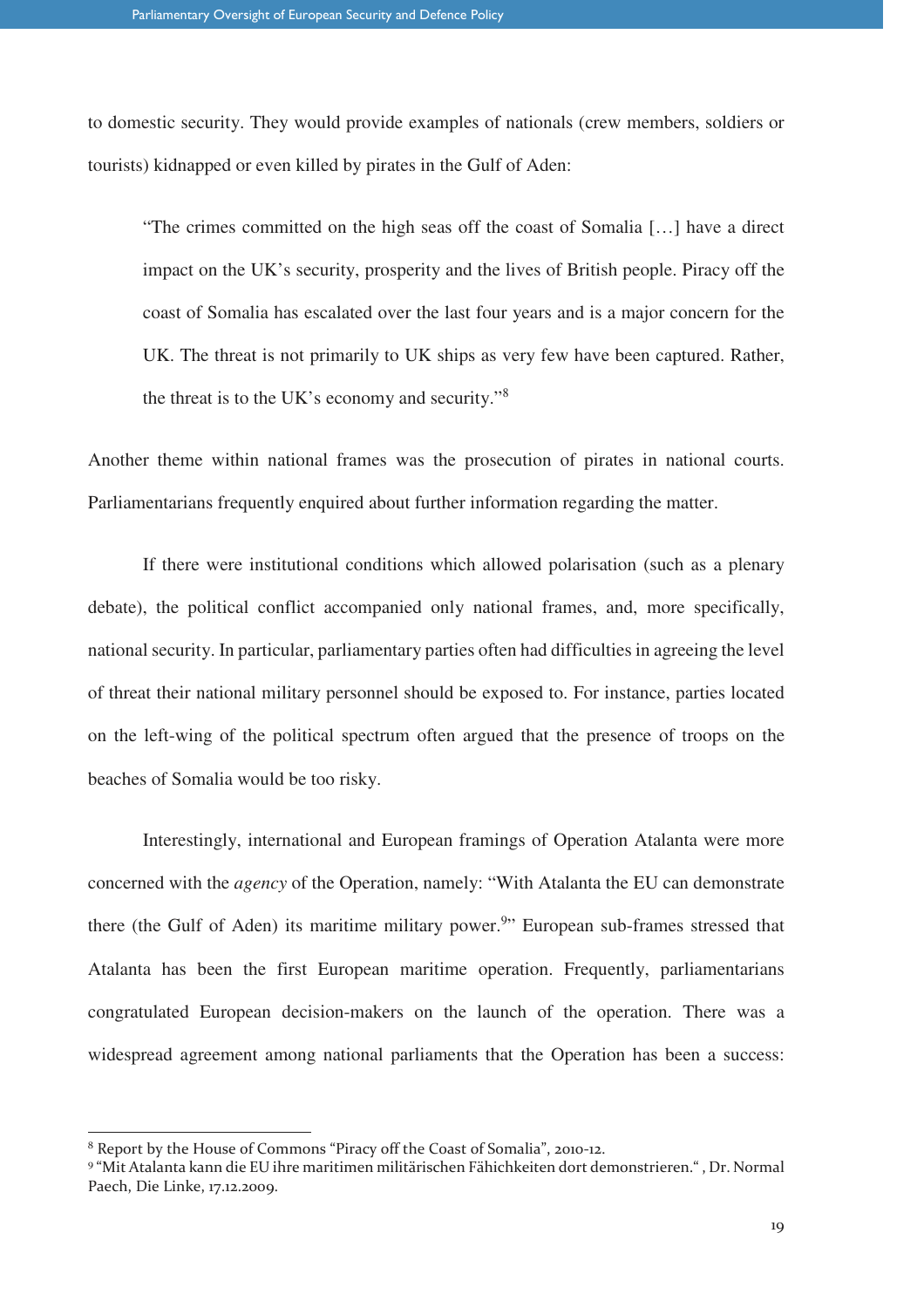to domestic security. They would provide examples of nationals (crew members, soldiers or tourists) kidnapped or even killed by pirates in the Gulf of Aden:

> "The crimes committed on the high seas off the coast of Somalia […] have a direct impact on the UK's security, prosperity and the lives of British people. Piracy off the coast of Somalia has escalated over the last four years and is a major concern for the UK. The threat is not primarily to UK ships as very few have been captured. Rather, the threat is to the UK's economy and security."[8]

Another theme within national frames was the prosecution of pirates in national courts. Parliamentarians frequently enquired about further information regarding the matter.

If there were institutional conditions which allowed polarisation (such as a plenary debate), the political conflict accompanied only national frames, and, more specifically, national security. In particular, parliamentary parties often had difficulties in agreeing the level of threat their national military personnel should be exposed to. For instance, parties located on the left-wing of the political spectrum often argued that the presence of troops on the beaches of Somalia would be too risky.

Interestingly, international and European framings of Operation Atalanta were more concerned with the *agency* of the Operation, namely: "With Atalanta the EU can demonstrate there (the Gulf of Aden) its maritime military power.[9]" European sub-frames stressed that Atalanta has been the first European maritime operation. Frequently, parliamentarians congratulated European decision-makers on the launch of the operation. There was a widespread agreement among national parliaments that the Operation has been a success:

---

[8] Report by the House of Commons "Piracy off the Coast of Somalia", 2010-12.

[9] "Mit Atalanta kann die EU ihre maritimen militärischen Fähichkeiten dort demonstrieren.", Dr. Normal Paech, Die Linke, 17.12.2009.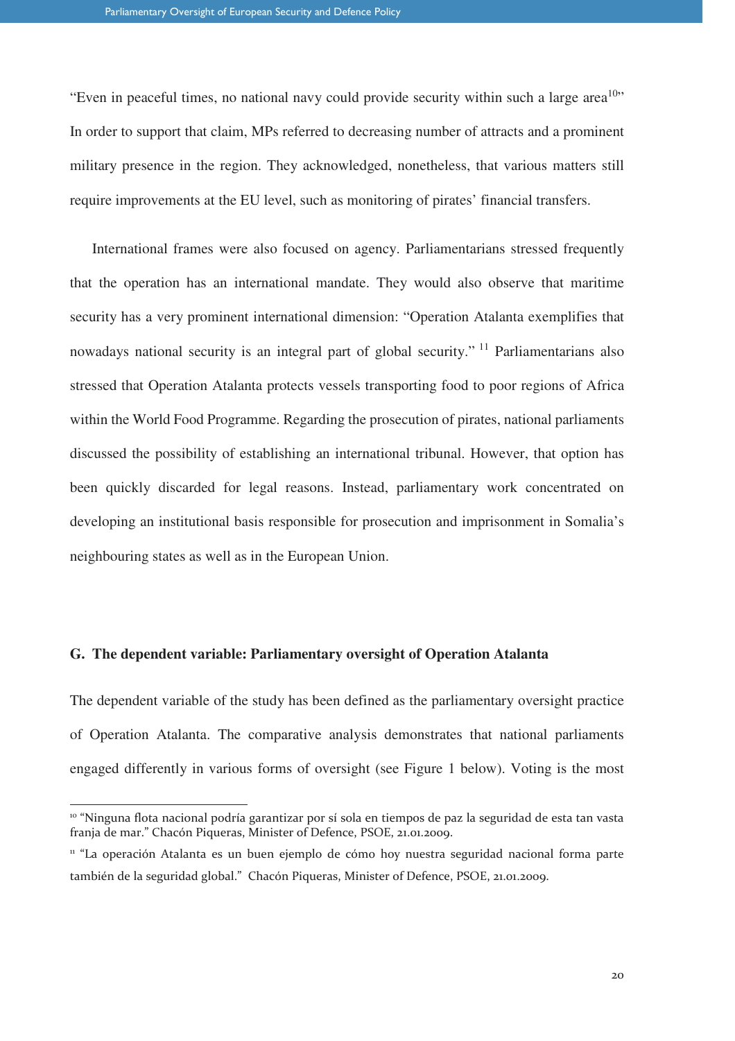"Even in peaceful times, no national navy could provide security within such a large area[10]" In order to support that claim, MPs referred to decreasing number of attracts and a prominent military presence in the region. They acknowledged, nonetheless, that various matters still require improvements at the EU level, such as monitoring of pirates' financial transfers.

International frames were also focused on agency. Parliamentarians stressed frequently that the operation has an international mandate. They would also observe that maritime security has a very prominent international dimension: "Operation Atalanta exemplifies that nowadays national security is an integral part of global security." [11] Parliamentarians also stressed that Operation Atalanta protects vessels transporting food to poor regions of Africa within the World Food Programme. Regarding the prosecution of pirates, national parliaments discussed the possibility of establishing an international tribunal. However, that option has been quickly discarded for legal reasons. Instead, parliamentary work concentrated on developing an institutional basis responsible for prosecution and imprisonment in Somalia's neighbouring states as well as in the European Union.

### G. The dependent variable: Parliamentary oversight of Operation Atalanta

The dependent variable of the study has been defined as the parliamentary oversight practice of Operation Atalanta. The comparative analysis demonstrates that national parliaments engaged differently in various forms of oversight (see Figure 1 below). Voting is the most

---

[10] "Ninguna flota nacional podría garantizar por sí sola en tiempos de paz la seguridad de esta tan vasta franja de mar." Chacón Piqueras, Minister of Defence, PSOE, 21.01.2009.

[11] "La operación Atalanta es un buen ejemplo de cómo hoy nuestra seguridad nacional forma parte también de la seguridad global." Chacón Piqueras, Minister of Defence, PSOE, 21.01.2009.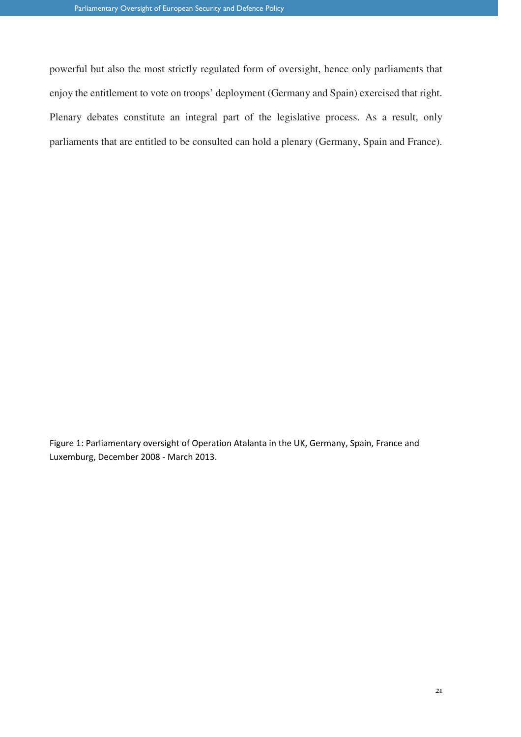powerful but also the most strictly regulated form of oversight, hence only parliaments that enjoy the entitlement to vote on troops' deployment (Germany and Spain) exercised that right. Plenary debates constitute an integral part of the legislative process. As a result, only parliaments that are entitled to be consulted can hold a plenary (Germany, Spain and France).

Figure 1: Parliamentary oversight of Operation Atalanta in the UK, Germany, Spain, France and Luxemburg, December 2008 - March 2013.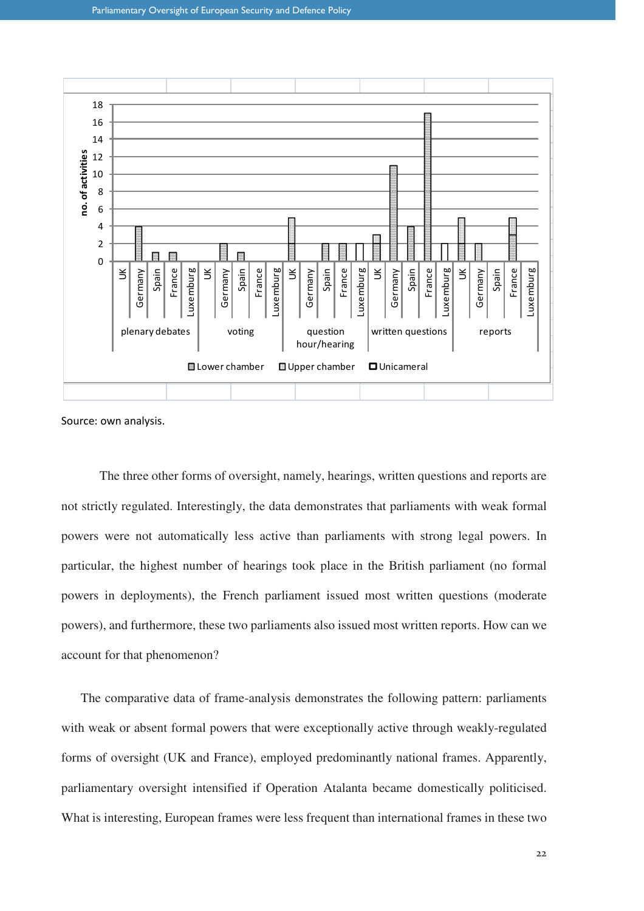Source: own analysis.

The three other forms of oversight, namely, hearings, written questions and reports are not strictly regulated. Interestingly, the data demonstrates that parliaments with weak formal powers were not automatically less active than parliaments with strong legal powers. In particular, the highest number of hearings took place in the British parliament (no formal powers in deployments), the French parliament issued most written questions (moderate powers), and furthermore, these two parliaments also issued most written reports. How can we account for that phenomenon?

The comparative data of frame-analysis demonstrates the following pattern: parliaments with weak or absent formal powers that were exceptionally active through weakly-regulated forms of oversight (UK and France), employed predominantly national frames. Apparently, parliamentary oversight intensified if Operation Atalanta became domestically politicised. What is interesting, European frames were less frequent than international frames in these two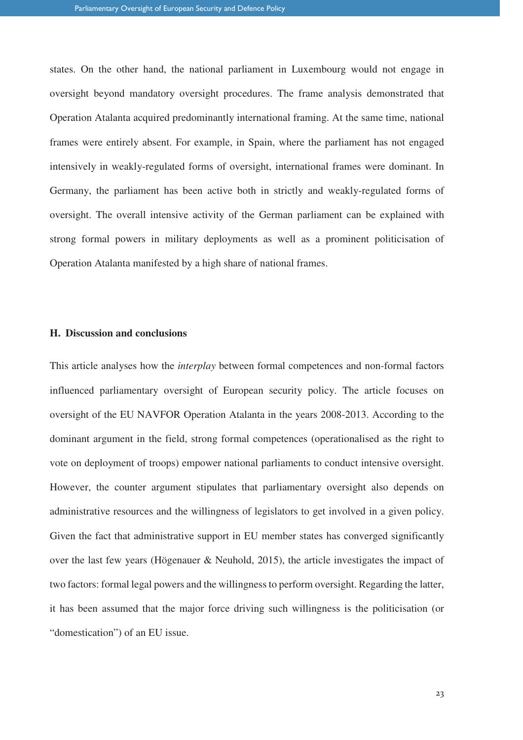states. On the other hand, the national parliament in Luxembourg would not engage in oversight beyond mandatory oversight procedures. The frame analysis demonstrated that Operation Atalanta acquired predominantly international framing. At the same time, national frames were entirely absent. For example, in Spain, where the parliament has not engaged intensively in weakly-regulated forms of oversight, international frames were dominant. In Germany, the parliament has been active both in strictly and weakly-regulated forms of oversight. The overall intensive activity of the German parliament can be explained with strong formal powers in military deployments as well as a prominent politicisation of Operation Atalanta manifested by a high share of national frames.

## H. Discussion and conclusions

This article analyses how the *interplay* between formal competences and non-formal factors influenced parliamentary oversight of European security policy. The article focuses on oversight of the EU NAVFOR Operation Atalanta in the years 2008-2013. According to the dominant argument in the field, strong formal competences (operationalised as the right to vote on deployment of troops) empower national parliaments to conduct intensive oversight. However, the counter argument stipulates that parliamentary oversight also depends on administrative resources and the willingness of legislators to get involved in a given policy. Given the fact that administrative support in EU member states has converged significantly over the last few years (Högenauer & Neuhold, 2015), the article investigates the impact of two factors: formal legal powers and the willingness to perform oversight. Regarding the latter, it has been assumed that the major force driving such willingness is the politicisation (or "domestication") of an EU issue.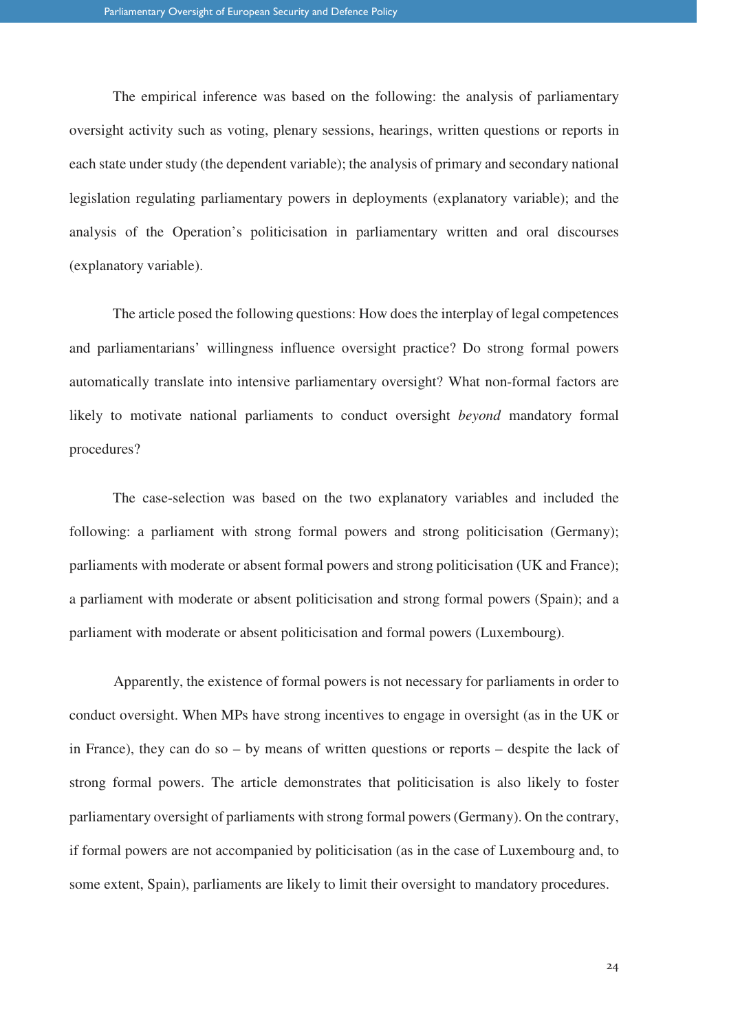The empirical inference was based on the following: the analysis of parliamentary oversight activity such as voting, plenary sessions, hearings, written questions or reports in each state under study (the dependent variable); the analysis of primary and secondary national legislation regulating parliamentary powers in deployments (explanatory variable); and the analysis of the Operation's politicisation in parliamentary written and oral discourses (explanatory variable).

The article posed the following questions: How does the interplay of legal competences and parliamentarians' willingness influence oversight practice? Do strong formal powers automatically translate into intensive parliamentary oversight? What non-formal factors are likely to motivate national parliaments to conduct oversight *beyond* mandatory formal procedures?

The case-selection was based on the two explanatory variables and included the following: a parliament with strong formal powers and strong politicisation (Germany); parliaments with moderate or absent formal powers and strong politicisation (UK and France); a parliament with moderate or absent politicisation and strong formal powers (Spain); and a parliament with moderate or absent politicisation and formal powers (Luxembourg).

Apparently, the existence of formal powers is not necessary for parliaments in order to conduct oversight. When MPs have strong incentives to engage in oversight (as in the UK or in France), they can do so – by means of written questions or reports – despite the lack of strong formal powers. The article demonstrates that politicisation is also likely to foster parliamentary oversight of parliaments with strong formal powers (Germany). On the contrary, if formal powers are not accompanied by politicisation (as in the case of Luxembourg and, to some extent, Spain), parliaments are likely to limit their oversight to mandatory procedures.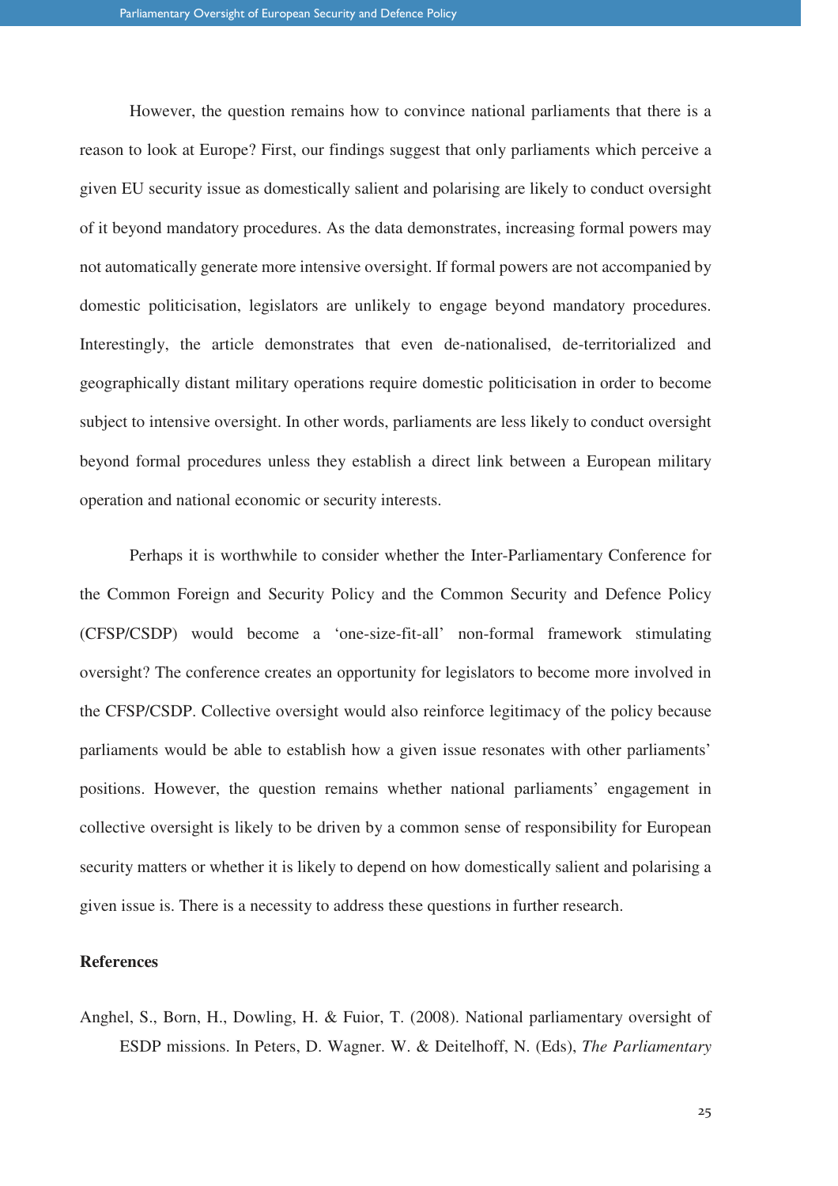However, the question remains how to convince national parliaments that there is a reason to look at Europe? First, our findings suggest that only parliaments which perceive a given EU security issue as domestically salient and polarising are likely to conduct oversight of it beyond mandatory procedures. As the data demonstrates, increasing formal powers may not automatically generate more intensive oversight. If formal powers are not accompanied by domestic politicisation, legislators are unlikely to engage beyond mandatory procedures. Interestingly, the article demonstrates that even de-nationalised, de-territorialized and geographically distant military operations require domestic politicisation in order to become subject to intensive oversight. In other words, parliaments are less likely to conduct oversight beyond formal procedures unless they establish a direct link between a European military operation and national economic or security interests.

Perhaps it is worthwhile to consider whether the Inter-Parliamentary Conference for the Common Foreign and Security Policy and the Common Security and Defence Policy (CFSP/CSDP) would become a 'one-size-fit-all' non-formal framework stimulating oversight? The conference creates an opportunity for legislators to become more involved in the CFSP/CSDP. Collective oversight would also reinforce legitimacy of the policy because parliaments would be able to establish how a given issue resonates with other parliaments' positions. However, the question remains whether national parliaments' engagement in collective oversight is likely to be driven by a common sense of responsibility for European security matters or whether it is likely to depend on how domestically salient and polarising a given issue is. There is a necessity to address these questions in further research.

**References**

Anghel, S., Born, H., Dowling, H. & Fuior, T. (2008). National parliamentary oversight of ESDP missions. In Peters, D. Wagner. W. & Deitelhoff, N. (Eds), *The Parliamentary*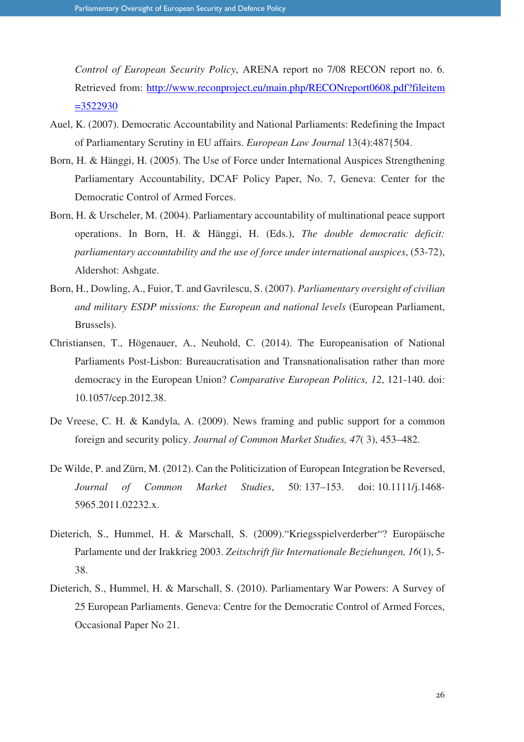*Control of European Security Policy*, ARENA report no 7/08 RECON report no. 6. Retrieved from: http://www.reconproject.eu/main.php/RECONreport0608.pdf?fileitem=3522930

Auel, K. (2007). Democratic Accountability and National Parliaments: Redefining the Impact of Parliamentary Scrutiny in EU affairs. *European Law Journal* 13(4):487{504.

Born, H. & Hänggi, H. (2005). The Use of Force under International Auspices Strengthening Parliamentary Accountability, DCAF Policy Paper, No. 7, Geneva: Center for the Democratic Control of Armed Forces.

Born, H. & Urscheler, M. (2004). Parliamentary accountability of multinational peace support operations. In Born, H. & Hänggi, H. (Eds.), *The double democratic deficit: parliamentary accountability and the use of force under international auspices*, (53-72), Aldershot: Ashgate.

Born, H., Dowling, A., Fuior, T. and Gavrilescu, S. (2007). *Parliamentary oversight of civilian and military ESDP missions: the European and national levels* (European Parliament, Brussels).

Christiansen, T., Högenauer, A., Neuhold, C. (2014). The Europeanisation of National Parliaments Post-Lisbon: Bureaucratisation and Transnationalisation rather than more democracy in the European Union? *Comparative European Politics, 12*, 121-140. doi: 10.1057/cep.2012.38.

De Vreese, C. H. & Kandyla, A. (2009). News framing and public support for a common foreign and security policy. *Journal of Common Market Studies, 47*( 3), 453–482.

De Wilde, P. and Zürn, M. (2012). Can the Politicization of European Integration be Reversed, *Journal of Common Market Studies*, 50: 137–153. doi: 10.1111/j.1468-5965.2011.02232.x.

Dieterich, S., Hummel, H. & Marschall, S. (2009).“Kriegsspielverderber“? Europäische Parlamente und der Irakkrieg 2003. *Zeitschrift für Internationale Beziehungen, 16*(1), 5-38.

Dieterich, S., Hummel, H. & Marschall, S. (2010). Parliamentary War Powers: A Survey of 25 European Parliaments. Geneva: Centre for the Democratic Control of Armed Forces, Occasional Paper No 21.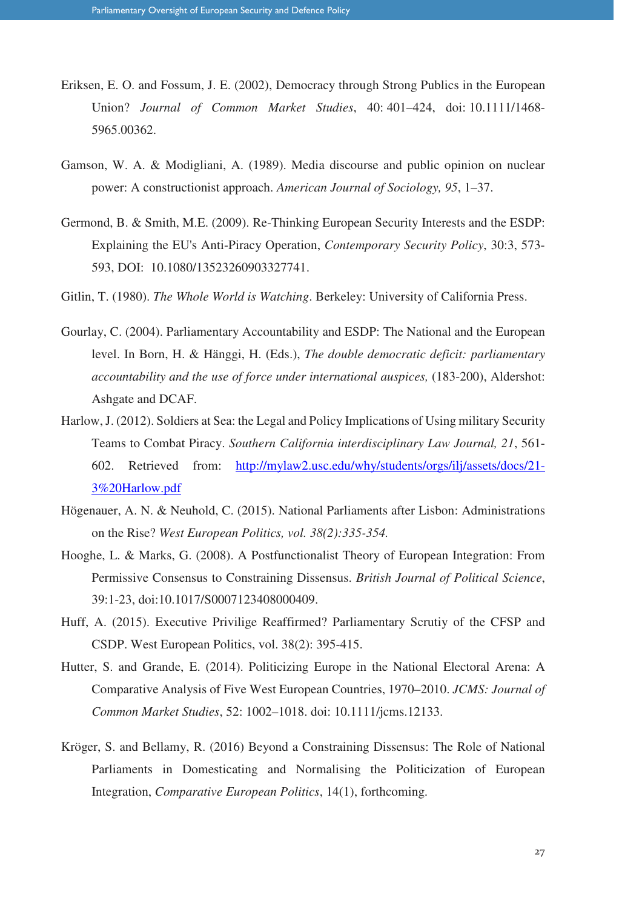Eriksen, E. O. and Fossum, J. E. (2002), Democracy through Strong Publics in the European Union? *Journal of Common Market Studies*, 40: 401–424, doi: 10.1111/1468-5965.00362.

Gamson, W. A. & Modigliani, A. (1989). Media discourse and public opinion on nuclear power: A constructionist approach. *American Journal of Sociology, 95*, 1–37.

Germond, B. & Smith, M.E. (2009). Re-Thinking European Security Interests and the ESDP: Explaining the EU's Anti-Piracy Operation, *Contemporary Security Policy*, 30:3, 573-593, DOI: 10.1080/13523260903327741.

Gitlin, T. (1980). *The Whole World is Watching*. Berkeley: University of California Press.

Gourlay, C. (2004). Parliamentary Accountability and ESDP: The National and the European level. In Born, H. & Hänggi, H. (Eds.), *The double democratic deficit: parliamentary accountability and the use of force under international auspices,* (183-200), Aldershot: Ashgate and DCAF.

Harlow, J. (2012). Soldiers at Sea: the Legal and Policy Implications of Using military Security Teams to Combat Piracy. *Southern California interdisciplinary Law Journal, 21*, 561-602. Retrieved from: [http://mylaw2.usc.edu/why/students/orgs/ilj/assets/docs/21-3%20Harlow.pdf](http://mylaw2.usc.edu/why/students/orgs/ilj/assets/docs/21-3%20Harlow.pdf)

Högenauer, A. N. & Neuhold, C. (2015). National Parliaments after Lisbon: Administrations on the Rise? *West European Politics, vol. 38(2):335-354.*

Hooghe, L. & Marks, G. (2008). A Postfunctionalist Theory of European Integration: From Permissive Consensus to Constraining Dissensus. *British Journal of Political Science*, 39:1-23, doi:10.1017/S0007123408000409.

Huff, A. (2015). Executive Privilige Reaffirmed? Parliamentary Scrutiy of the CFSP and CSDP. West European Politics, vol. 38(2): 395-415.

Hutter, S. and Grande, E. (2014). Politicizing Europe in the National Electoral Arena: A Comparative Analysis of Five West European Countries, 1970–2010. *JCMS: Journal of Common Market Studies*, 52: 1002–1018. doi: 10.1111/jcms.12133.

Kröger, S. and Bellamy, R. (2016) Beyond a Constraining Dissensus: The Role of National Parliaments in Domesticating and Normalising the Politicization of European Integration, *Comparative European Politics*, 14(1), forthcoming.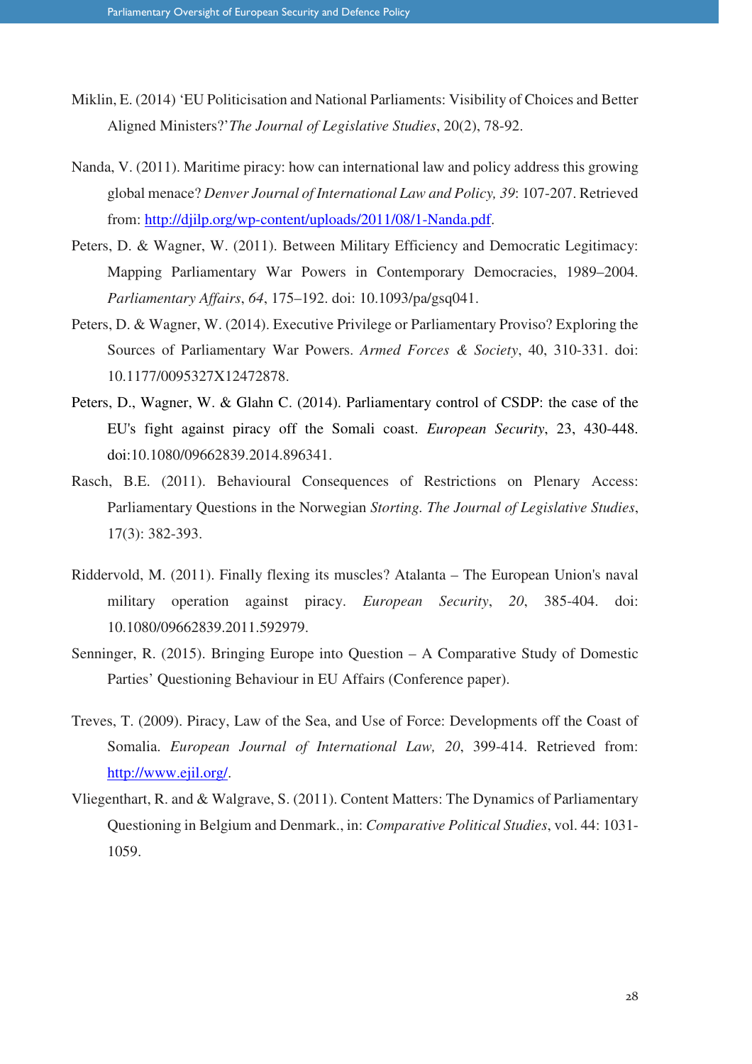Miklin, E. (2014) 'EU Politicisation and National Parliaments: Visibility of Choices and Better Aligned Ministers?' *The Journal of Legislative Studies*, 20(2), 78-92.

Nanda, V. (2011). Maritime piracy: how can international law and policy address this growing global menace? *Denver Journal of International Law and Policy, 39*: 107-207. Retrieved from: http://djilp.org/wp-content/uploads/2011/08/1-Nanda.pdf.

Peters, D. & Wagner, W. (2011). Between Military Efficiency and Democratic Legitimacy: Mapping Parliamentary War Powers in Contemporary Democracies, 1989–2004. *Parliamentary Affairs*, *64*, 175–192. doi: 10.1093/pa/gsq041.

Peters, D. & Wagner, W. (2014). Executive Privilege or Parliamentary Proviso? Exploring the Sources of Parliamentary War Powers. *Armed Forces & Society*, 40, 310-331. doi: 10.1177/0095327X12472878.

Peters, D., Wagner, W. & Glahn C. (2014). Parliamentary control of CSDP: the case of the EU's fight against piracy off the Somali coast. *European Security*, 23, 430-448. doi:10.1080/09662839.2014.896341.

Rasch, B.E. (2011). Behavioural Consequences of Restrictions on Plenary Access: Parliamentary Questions in the Norwegian *Storting*. *The Journal of Legislative Studies*, 17(3): 382-393.

Riddervold, M. (2011). Finally flexing its muscles? Atalanta – The European Union's naval military operation against piracy. *European Security*, *20*, 385-404. doi: 10.1080/09662839.2011.592979.

Senninger, R. (2015). Bringing Europe into Question – A Comparative Study of Domestic Parties' Questioning Behaviour in EU Affairs (Conference paper).

Treves, T. (2009). Piracy, Law of the Sea, and Use of Force: Developments off the Coast of Somalia. *European Journal of International Law, 20*, 399-414. Retrieved from: http://www.ejil.org/.

Vliegenthart, R. and & Walgrave, S. (2011). Content Matters: The Dynamics of Parliamentary Questioning in Belgium and Denmark., in: *Comparative Political Studies*, vol. 44: 1031-1059.